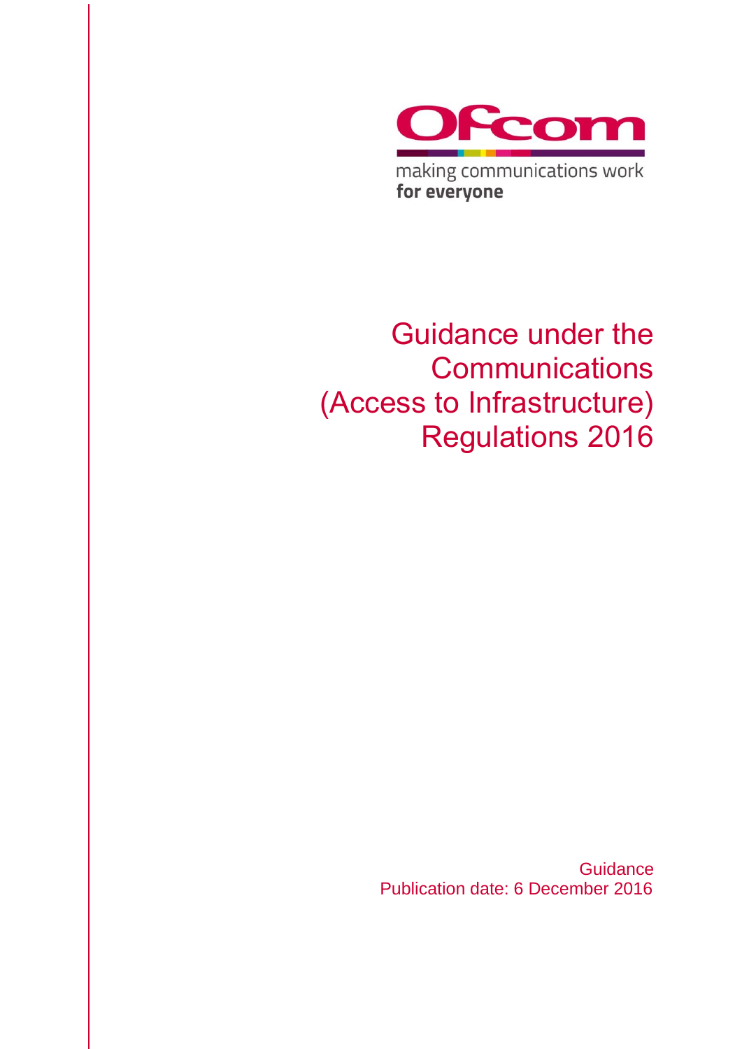Ofcom

making communications work
**for everyone**

# Guidance under the Communications (Access to Infrastructure) Regulations 2016

Guidance
Publication date: 6 December 2016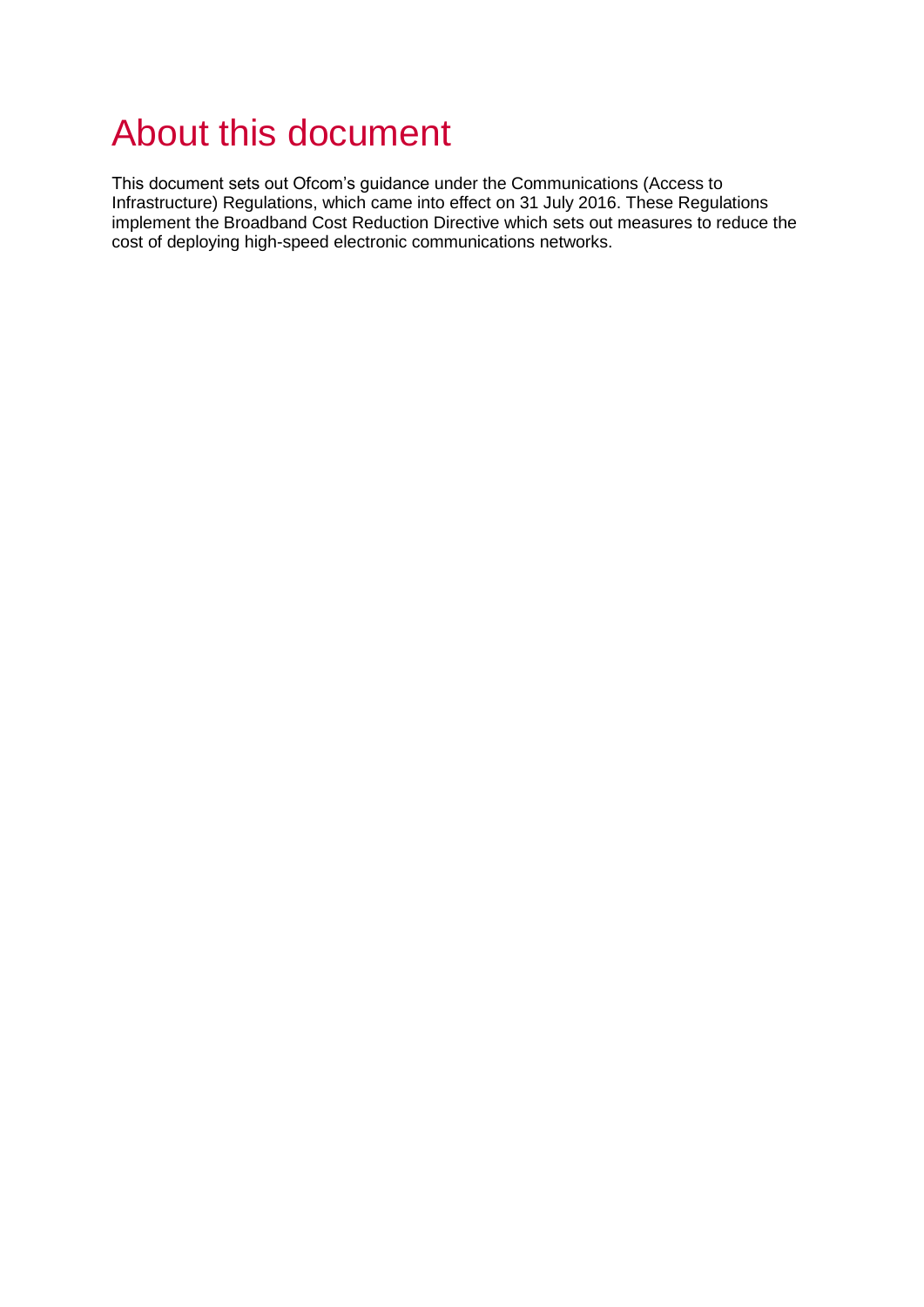# About this document

This document sets out Ofcom's guidance under the Communications (Access to Infrastructure) Regulations, which came into effect on 31 July 2016. These Regulations implement the Broadband Cost Reduction Directive which sets out measures to reduce the cost of deploying high-speed electronic communications networks.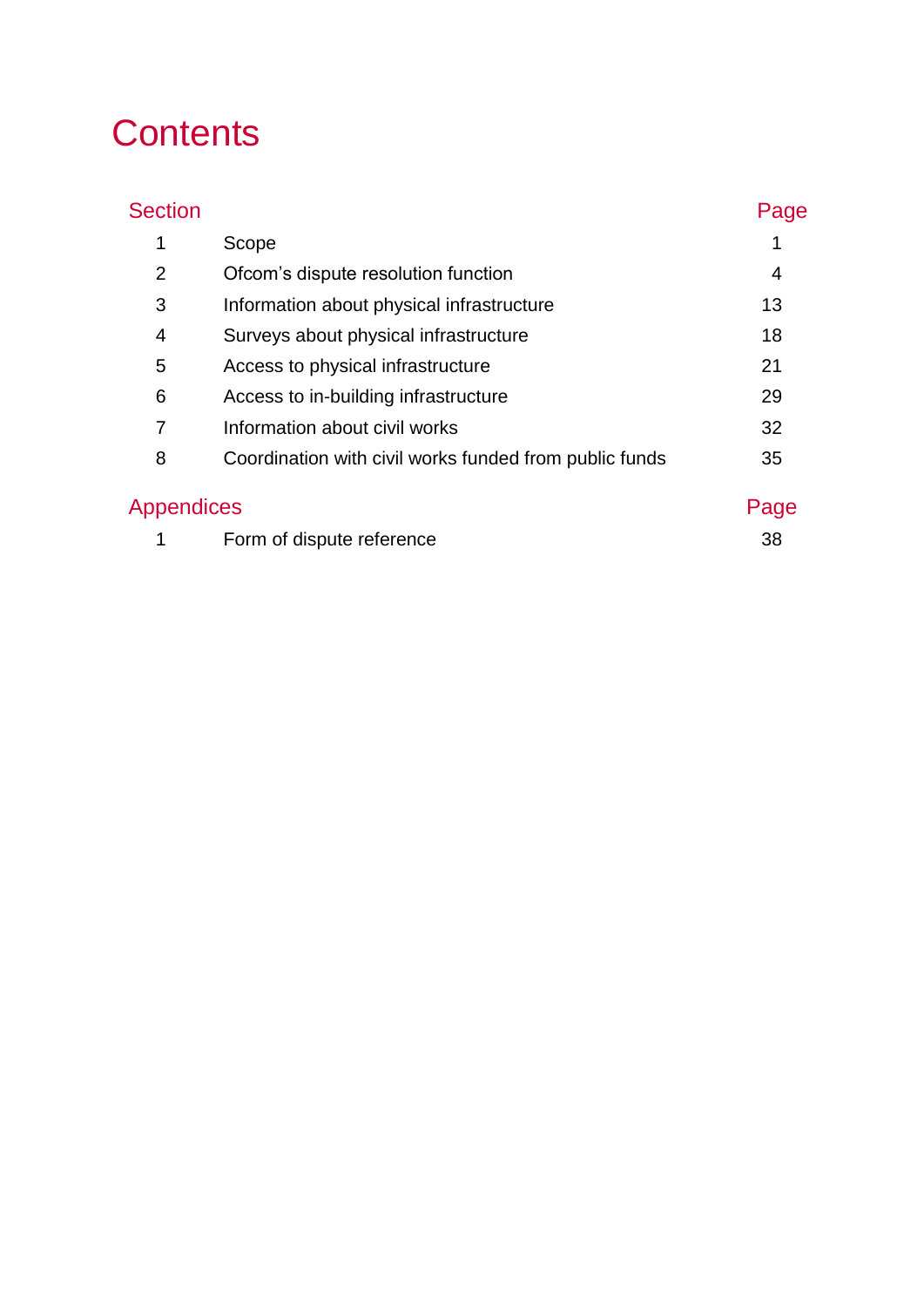# Contents

| Section | | Page |
|---|---|---|
| 1 | Scope | 1 |
| 2 | Ofcom's dispute resolution function | 4 |
| 3 | Information about physical infrastructure | 13 |
| 4 | Surveys about physical infrastructure | 18 |
| 5 | Access to physical infrastructure | 21 |
| 6 | Access to in-building infrastructure | 29 |
| 7 | Information about civil works | 32 |
| 8 | Coordination with civil works funded from public funds | 35 |

| Appendices | | Page |
|---|---|---|
| 1 | Form of dispute reference | 38 |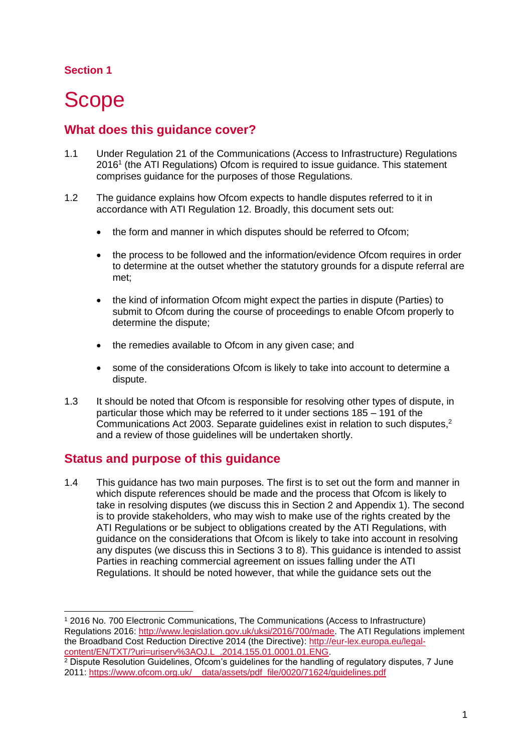Section 1

# Scope

## What does this guidance cover?

1.1 Under Regulation 21 of the Communications (Access to Infrastructure) Regulations 2016[1] (the ATI Regulations) Ofcom is required to issue guidance. This statement comprises guidance for the purposes of those Regulations.

1.2 The guidance explains how Ofcom expects to handle disputes referred to it in accordance with ATI Regulation 12. Broadly, this document sets out:

- the form and manner in which disputes should be referred to Ofcom;
- the process to be followed and the information/evidence Ofcom requires in order to determine at the outset whether the statutory grounds for a dispute referral are met;
- the kind of information Ofcom might expect the parties in dispute (Parties) to submit to Ofcom during the course of proceedings to enable Ofcom properly to determine the dispute;
- the remedies available to Ofcom in any given case; and
- some of the considerations Ofcom is likely to take into account to determine a dispute.

1.3 It should be noted that Ofcom is responsible for resolving other types of dispute, in particular those which may be referred to it under sections 185 – 191 of the Communications Act 2003. Separate guidelines exist in relation to such disputes,[2] and a review of those guidelines will be undertaken shortly.

## Status and purpose of this guidance

1.4 This guidance has two main purposes. The first is to set out the form and manner in which dispute references should be made and the process that Ofcom is likely to take in resolving disputes (we discuss this in Section 2 and Appendix 1). The second is to provide stakeholders, who may wish to make use of the rights created by the ATI Regulations or be subject to obligations created by the ATI Regulations, with guidance on the considerations that Ofcom is likely to take into account in resolving any disputes (we discuss this in Sections 3 to 8). This guidance is intended to assist Parties in reaching commercial agreement on issues falling under the ATI Regulations. It should be noted however, that while the guidance sets out the

---

[1] 2016 No. 700 Electronic Communications, The Communications (Access to Infrastructure) Regulations 2016: http://www.legislation.gov.uk/uksi/2016/700/made. The ATI Regulations implement the Broadband Cost Reduction Directive 2014 (the Directive): http://eur-lex.europa.eu/legal-content/EN/TXT/?uri=uriserv%3AOJ.L_.2014.155.01.0001.01.ENG.

[2] Dispute Resolution Guidelines, Ofcom's guidelines for the handling of regulatory disputes, 7 June 2011: https://www.ofcom.org.uk/__data/assets/pdf_file/0020/71624/guidelines.pdf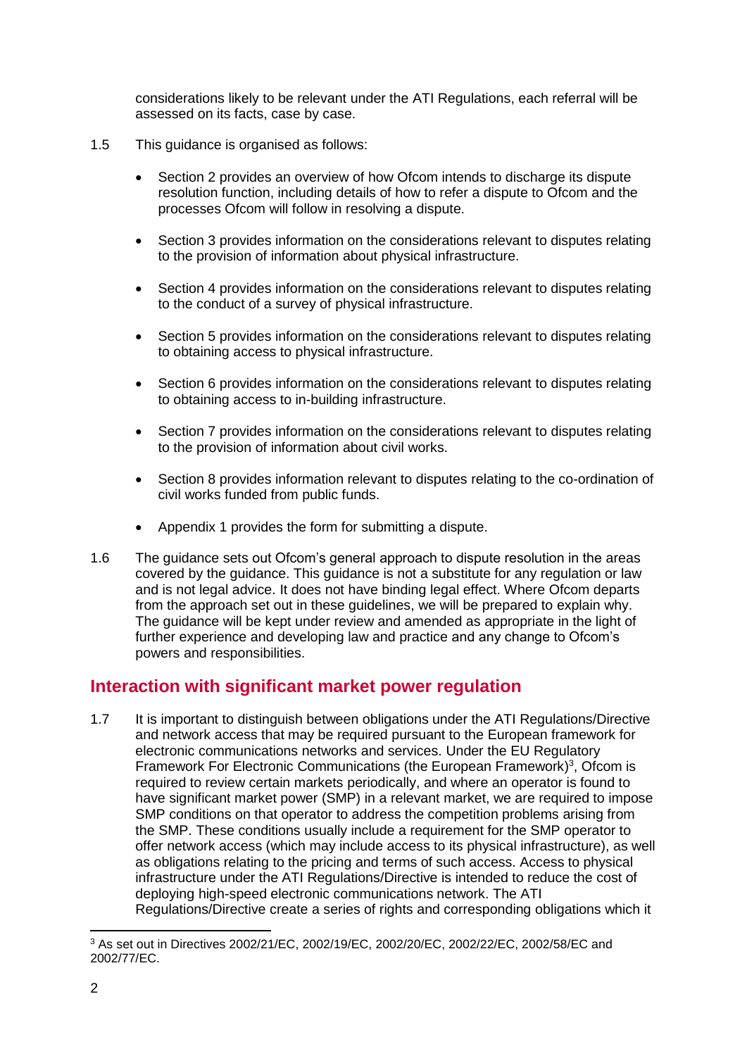considerations likely to be relevant under the ATI Regulations, each referral will be assessed on its facts, case by case.

1.5 This guidance is organised as follows:

- Section 2 provides an overview of how Ofcom intends to discharge its dispute resolution function, including details of how to refer a dispute to Ofcom and the processes Ofcom will follow in resolving a dispute.
- Section 3 provides information on the considerations relevant to disputes relating to the provision of information about physical infrastructure.
- Section 4 provides information on the considerations relevant to disputes relating to the conduct of a survey of physical infrastructure.
- Section 5 provides information on the considerations relevant to disputes relating to obtaining access to physical infrastructure.
- Section 6 provides information on the considerations relevant to disputes relating to obtaining access to in-building infrastructure.
- Section 7 provides information on the considerations relevant to disputes relating to the provision of information about civil works.
- Section 8 provides information relevant to disputes relating to the co-ordination of civil works funded from public funds.
- Appendix 1 provides the form for submitting a dispute.

1.6 The guidance sets out Ofcom's general approach to dispute resolution in the areas covered by the guidance. This guidance is not a substitute for any regulation or law and is not legal advice. It does not have binding legal effect. Where Ofcom departs from the approach set out in these guidelines, we will be prepared to explain why. The guidance will be kept under review and amended as appropriate in the light of further experience and developing law and practice and any change to Ofcom's powers and responsibilities.

## Interaction with significant market power regulation

1.7 It is important to distinguish between obligations under the ATI Regulations/Directive and network access that may be required pursuant to the European framework for electronic communications networks and services. Under the EU Regulatory Framework For Electronic Communications (the European Framework)[3], Ofcom is required to review certain markets periodically, and where an operator is found to have significant market power (SMP) in a relevant market, we are required to impose SMP conditions on that operator to address the competition problems arising from the SMP. These conditions usually include a requirement for the SMP operator to offer network access (which may include access to its physical infrastructure), as well as obligations relating to the pricing and terms of such access. Access to physical infrastructure under the ATI Regulations/Directive is intended to reduce the cost of deploying high-speed electronic communications network. The ATI Regulations/Directive create a series of rights and corresponding obligations which it

[3] As set out in Directives 2002/21/EC, 2002/19/EC, 2002/20/EC, 2002/22/EC, 2002/58/EC and 2002/77/EC.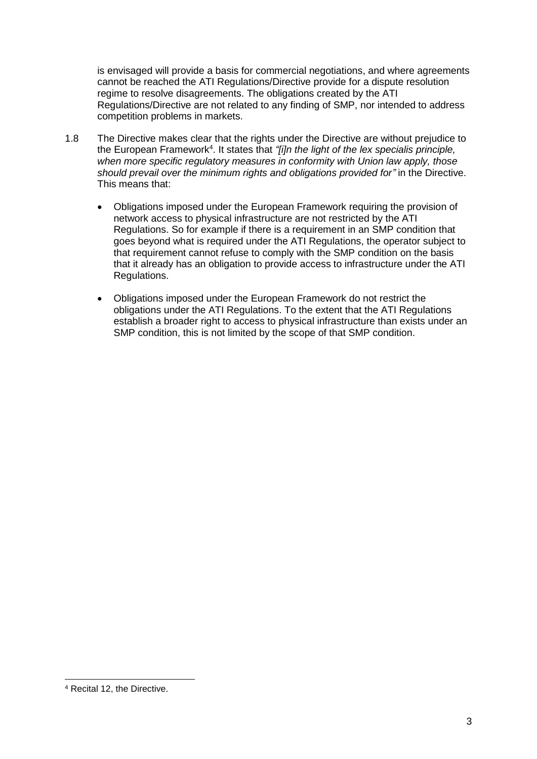is envisaged will provide a basis for commercial negotiations, and where agreements cannot be reached the ATI Regulations/Directive provide for a dispute resolution regime to resolve disagreements. The obligations created by the ATI Regulations/Directive are not related to any finding of SMP, nor intended to address competition problems in markets.

1.8 The Directive makes clear that the rights under the Directive are without prejudice to the European Framework[4]. It states that *"[i]n the light of the lex specialis principle, when more specific regulatory measures in conformity with Union law apply, those should prevail over the minimum rights and obligations provided for"* in the Directive. This means that:

- Obligations imposed under the European Framework requiring the provision of network access to physical infrastructure are not restricted by the ATI Regulations. So for example if there is a requirement in an SMP condition that goes beyond what is required under the ATI Regulations, the operator subject to that requirement cannot refuse to comply with the SMP condition on the basis that it already has an obligation to provide access to infrastructure under the ATI Regulations.

- Obligations imposed under the European Framework do not restrict the obligations under the ATI Regulations. To the extent that the ATI Regulations establish a broader right to access to physical infrastructure than exists under an SMP condition, this is not limited by the scope of that SMP condition.

[4] Recital 12, the Directive.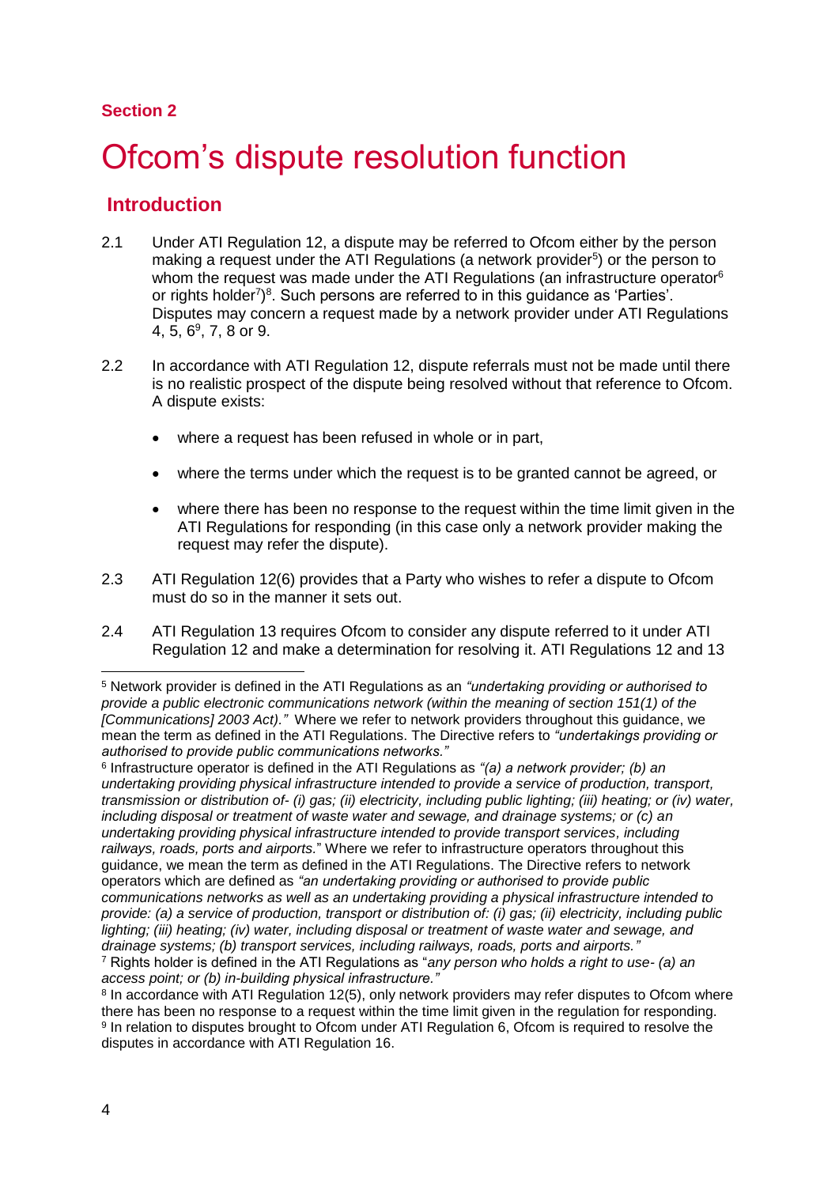**Section 2**

# Ofcom's dispute resolution function

## Introduction

2.1 Under ATI Regulation 12, a dispute may be referred to Ofcom either by the person making a request under the ATI Regulations (a network provider[5]) or the person to whom the request was made under the ATI Regulations (an infrastructure operator[6] or rights holder[7])[8]. Such persons are referred to in this guidance as 'Parties'. Disputes may concern a request made by a network provider under ATI Regulations 4, 5, 6[9], 7, 8 or 9.

2.2 In accordance with ATI Regulation 12, dispute referrals must not be made until there is no realistic prospect of the dispute being resolved without that reference to Ofcom. A dispute exists:

- where a request has been refused in whole or in part,
- where the terms under which the request is to be granted cannot be agreed, or
- where there has been no response to the request within the time limit given in the ATI Regulations for responding (in this case only a network provider making the request may refer the dispute).

2.3 ATI Regulation 12(6) provides that a Party who wishes to refer a dispute to Ofcom must do so in the manner it sets out.

2.4 ATI Regulation 13 requires Ofcom to consider any dispute referred to it under ATI Regulation 12 and make a determination for resolving it. ATI Regulations 12 and 13

---

[5] Network provider is defined in the ATI Regulations as an *"undertaking providing or authorised to provide a public electronic communications network (within the meaning of section 151(1) of the [Communications] 2003 Act)."* Where we refer to network providers throughout this guidance, we mean the term as defined in the ATI Regulations. The Directive refers to *"undertakings providing or authorised to provide public communications networks."*

[6] Infrastructure operator is defined in the ATI Regulations as *"(a) a network provider; (b) an undertaking providing physical infrastructure intended to provide a service of production, transport, transmission or distribution of- (i) gas; (ii) electricity, including public lighting; (iii) heating; or (iv) water, including disposal or treatment of waste water and sewage, and drainage systems; or (c) an undertaking providing physical infrastructure intended to provide transport services, including railways, roads, ports and airports.*" Where we refer to infrastructure operators throughout this guidance, we mean the term as defined in the ATI Regulations. The Directive refers to network operators which are defined as *"an undertaking providing or authorised to provide public communications networks as well as an undertaking providing a physical infrastructure intended to provide: (a) a service of production, transport or distribution of: (i) gas; (ii) electricity, including public lighting; (iii) heating; (iv) water, including disposal or treatment of waste water and sewage, and drainage systems; (b) transport services, including railways, roads, ports and airports."*

[7] Rights holder is defined in the ATI Regulations as "*any person who holds a right to use- (a) an access point; or (b) in-building physical infrastructure."*

[8] In accordance with ATI Regulation 12(5), only network providers may refer disputes to Ofcom where there has been no response to a request within the time limit given in the regulation for responding.

[9] In relation to disputes brought to Ofcom under ATI Regulation 6, Ofcom is required to resolve the disputes in accordance with ATI Regulation 16.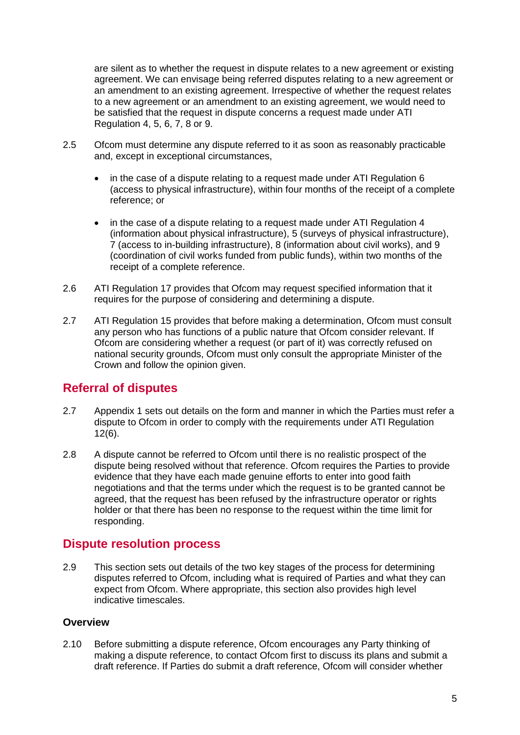are silent as to whether the request in dispute relates to a new agreement or existing agreement. We can envisage being referred disputes relating to a new agreement or an amendment to an existing agreement. Irrespective of whether the request relates to a new agreement or an amendment to an existing agreement, we would need to be satisfied that the request in dispute concerns a request made under ATI Regulation 4, 5, 6, 7, 8 or 9.

2.5 Ofcom must determine any dispute referred to it as soon as reasonably practicable and, except in exceptional circumstances,

- in the case of a dispute relating to a request made under ATI Regulation 6 (access to physical infrastructure), within four months of the receipt of a complete reference; or
- in the case of a dispute relating to a request made under ATI Regulation 4 (information about physical infrastructure), 5 (surveys of physical infrastructure), 7 (access to in-building infrastructure), 8 (information about civil works), and 9 (coordination of civil works funded from public funds), within two months of the receipt of a complete reference.

2.6 ATI Regulation 17 provides that Ofcom may request specified information that it requires for the purpose of considering and determining a dispute.

2.7 ATI Regulation 15 provides that before making a determination, Ofcom must consult any person who has functions of a public nature that Ofcom consider relevant. If Ofcom are considering whether a request (or part of it) was correctly refused on national security grounds, Ofcom must only consult the appropriate Minister of the Crown and follow the opinion given.

## Referral of disputes

2.7 Appendix 1 sets out details on the form and manner in which the Parties must refer a dispute to Ofcom in order to comply with the requirements under ATI Regulation 12(6).

2.8 A dispute cannot be referred to Ofcom until there is no realistic prospect of the dispute being resolved without that reference. Ofcom requires the Parties to provide evidence that they have each made genuine efforts to enter into good faith negotiations and that the terms under which the request is to be granted cannot be agreed, that the request has been refused by the infrastructure operator or rights holder or that there has been no response to the request within the time limit for responding.

## Dispute resolution process

2.9 This section sets out details of the two key stages of the process for determining disputes referred to Ofcom, including what is required of Parties and what they can expect from Ofcom. Where appropriate, this section also provides high level indicative timescales.

### Overview

2.10 Before submitting a dispute reference, Ofcom encourages any Party thinking of making a dispute reference, to contact Ofcom first to discuss its plans and submit a draft reference. If Parties do submit a draft reference, Ofcom will consider whether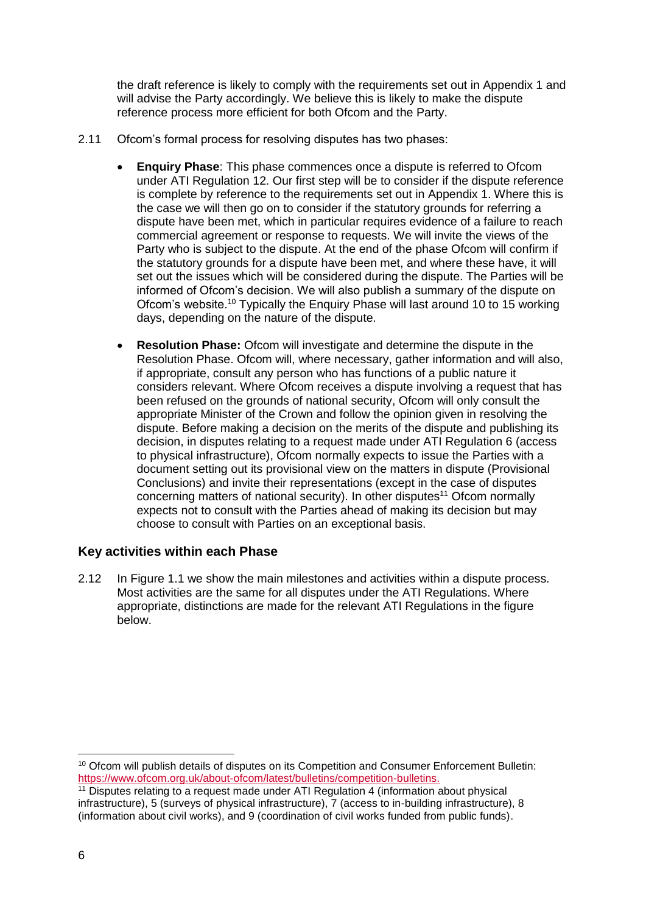the draft reference is likely to comply with the requirements set out in Appendix 1 and will advise the Party accordingly. We believe this is likely to make the dispute reference process more efficient for both Ofcom and the Party.

2.11 Ofcom's formal process for resolving disputes has two phases:

- **Enquiry Phase**: This phase commences once a dispute is referred to Ofcom under ATI Regulation 12. Our first step will be to consider if the dispute reference is complete by reference to the requirements set out in Appendix 1. Where this is the case we will then go on to consider if the statutory grounds for referring a dispute have been met, which in particular requires evidence of a failure to reach commercial agreement or response to requests. We will invite the views of the Party who is subject to the dispute. At the end of the phase Ofcom will confirm if the statutory grounds for a dispute have been met, and where these have, it will set out the issues which will be considered during the dispute. The Parties will be informed of Ofcom's decision. We will also publish a summary of the dispute on Ofcom's website.[10] Typically the Enquiry Phase will last around 10 to 15 working days, depending on the nature of the dispute.

- **Resolution Phase:** Ofcom will investigate and determine the dispute in the Resolution Phase. Ofcom will, where necessary, gather information and will also, if appropriate, consult any person who has functions of a public nature it considers relevant. Where Ofcom receives a dispute involving a request that has been refused on the grounds of national security, Ofcom will only consult the appropriate Minister of the Crown and follow the opinion given in resolving the dispute. Before making a decision on the merits of the dispute and publishing its decision, in disputes relating to a request made under ATI Regulation 6 (access to physical infrastructure), Ofcom normally expects to issue the Parties with a document setting out its provisional view on the matters in dispute (Provisional Conclusions) and invite their representations (except in the case of disputes concerning matters of national security). In other disputes[11] Ofcom normally expects not to consult with the Parties ahead of making its decision but may choose to consult with Parties on an exceptional basis.

### Key activities within each Phase

2.12 In Figure 1.1 we show the main milestones and activities within a dispute process. Most activities are the same for all disputes under the ATI Regulations. Where appropriate, distinctions are made for the relevant ATI Regulations in the figure below.

---

[10] Ofcom will publish details of disputes on its Competition and Consumer Enforcement Bulletin: https://www.ofcom.org.uk/about-ofcom/latest/bulletins/competition-bulletins.

[11] Disputes relating to a request made under ATI Regulation 4 (information about physical infrastructure), 5 (surveys of physical infrastructure), 7 (access to in-building infrastructure), 8 (information about civil works), and 9 (coordination of civil works funded from public funds).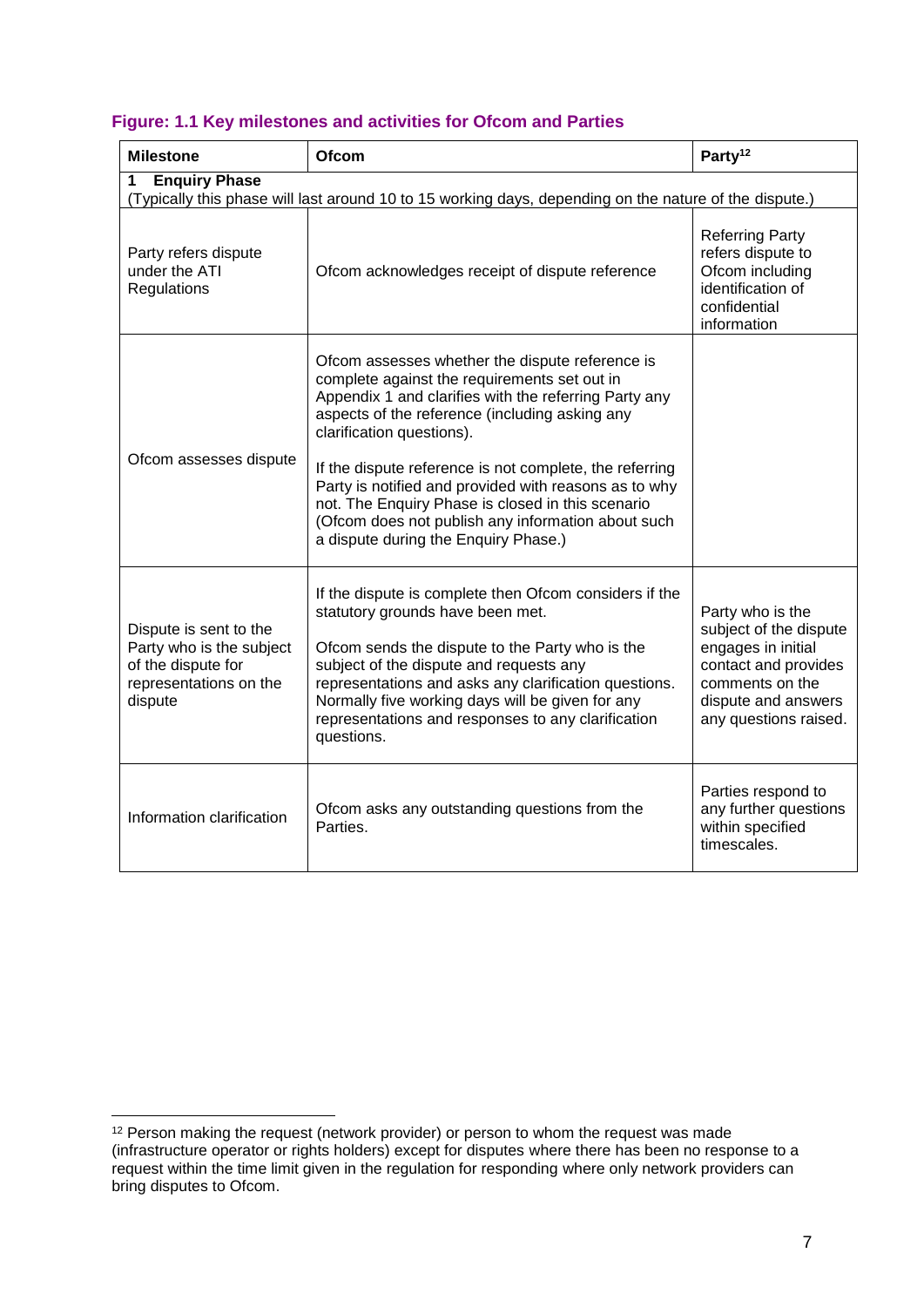#### Figure: 1.1 Key milestones and activities for Ofcom and Parties

| Milestone | Ofcom | Party[12] |
|---|---|---|
| **1 Enquiry Phase** (Typically this phase will last around 10 to 15 working days, depending on the nature of the dispute.) | | |
| Party refers dispute under the ATI Regulations | Ofcom acknowledges receipt of dispute reference | Referring Party refers dispute to Ofcom including identification of confidential information |
| Ofcom assesses dispute | Ofcom assesses whether the dispute reference is complete against the requirements set out in Appendix 1 and clarifies with the referring Party any aspects of the reference (including asking any clarification questions).<br><br>If the dispute reference is not complete, the referring Party is notified and provided with reasons as to why not. The Enquiry Phase is closed in this scenario (Ofcom does not publish any information about such a dispute during the Enquiry Phase.) | |
| Dispute is sent to the Party who is the subject of the dispute for representations on the dispute | If the dispute is complete then Ofcom considers if the statutory grounds have been met.<br><br>Ofcom sends the dispute to the Party who is the subject of the dispute and requests any representations and asks any clarification questions. Normally five working days will be given for any representations and responses to any clarification questions. | Party who is the subject of the dispute engages in initial contact and provides comments on the dispute and answers any questions raised. |
| Information clarification | Ofcom asks any outstanding questions from the Parties. | Parties respond to any further questions within specified timescales. |

[12] Person making the request (network provider) or person to whom the request was made (infrastructure operator or rights holders) except for disputes where there has been no response to a request within the time limit given in the regulation for responding where only network providers can bring disputes to Ofcom.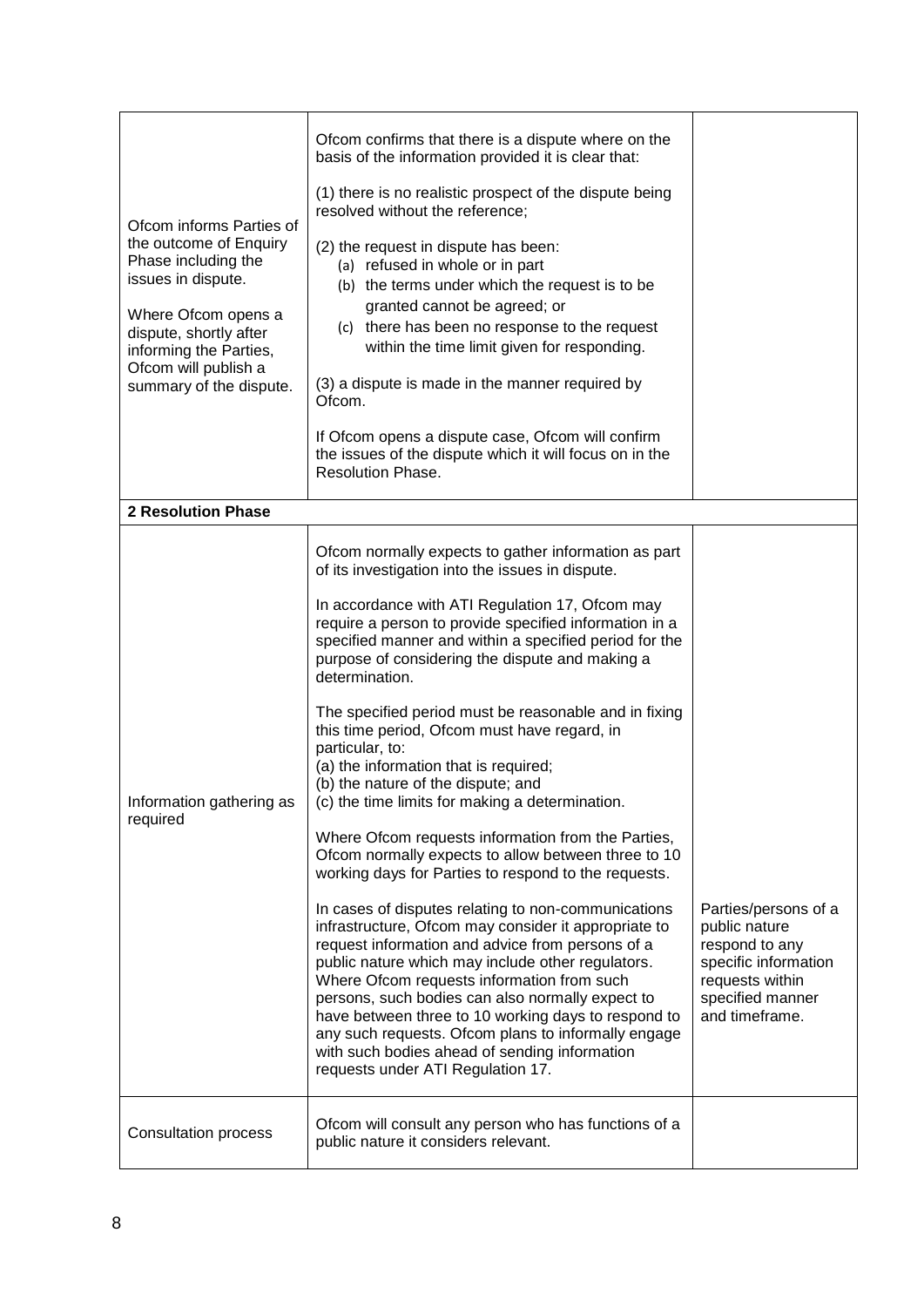| | | |
|---|---|---|
| Ofcom informs Parties of the outcome of Enquiry Phase including the issues in dispute.<br><br>Where Ofcom opens a dispute, shortly after informing the Parties, Ofcom will publish a summary of the dispute. | Ofcom confirms that there is a dispute where on the basis of the information provided it is clear that:<br><br>(1) there is no realistic prospect of the dispute being resolved without the reference;<br><br>(2) the request in dispute has been:<br>(a) refused in whole or in part<br>(b) the terms under which the request is to be granted cannot be agreed; or<br>(c) there has been no response to the request within the time limit given for responding.<br><br>(3) a dispute is made in the manner required by Ofcom.<br><br>If Ofcom opens a dispute case, Ofcom will confirm the issues of the dispute which it will focus on in the Resolution Phase. | |
| **2 Resolution Phase** | | |
| Information gathering as required | Ofcom normally expects to gather information as part of its investigation into the issues in dispute.<br><br>In accordance with ATI Regulation 17, Ofcom may require a person to provide specified information in a specified manner and within a specified period for the purpose of considering the dispute and making a determination.<br><br>The specified period must be reasonable and in fixing this time period, Ofcom must have regard, in particular, to:<br>(a) the information that is required;<br>(b) the nature of the dispute; and<br>(c) the time limits for making a determination.<br><br>Where Ofcom requests information from the Parties, Ofcom normally expects to allow between three to 10 working days for Parties to respond to the requests.<br><br>In cases of disputes relating to non-communications infrastructure, Ofcom may consider it appropriate to request information and advice from persons of a public nature which may include other regulators. Where Ofcom requests information from such persons, such bodies can also normally expect to have between three to 10 working days to respond to any such requests. Ofcom plans to informally engage with such bodies ahead of sending information requests under ATI Regulation 17. | Parties/persons of a public nature respond to any specific information requests within specified manner and timeframe. |
| Consultation process | Ofcom will consult any person who has functions of a public nature it considers relevant. | |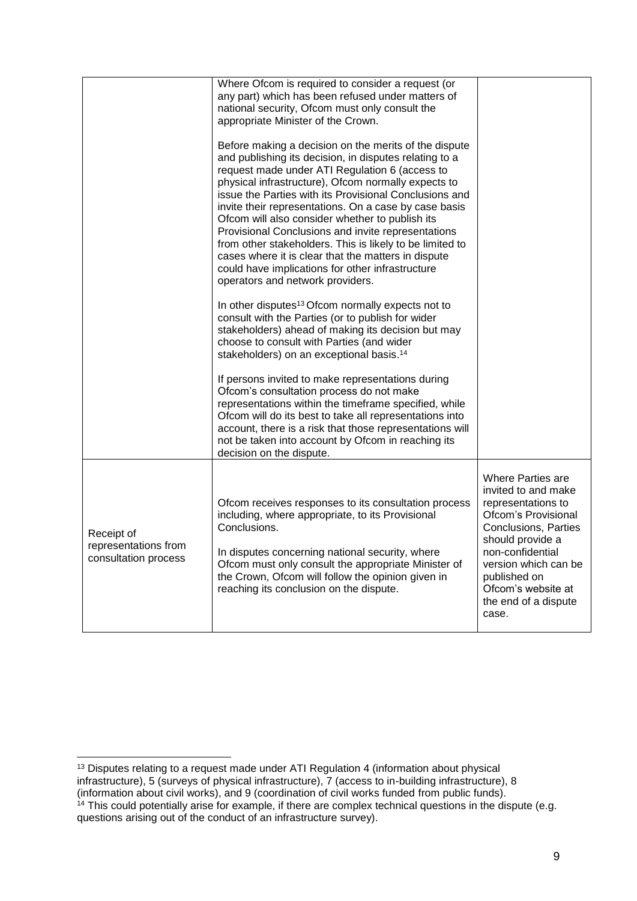| | | |
|---|---|---|
| | Where Ofcom is required to consider a request (or any part) which has been refused under matters of national security, Ofcom must only consult the appropriate Minister of the Crown.<br><br>Before making a decision on the merits of the dispute and publishing its decision, in disputes relating to a request made under ATI Regulation 6 (access to physical infrastructure), Ofcom normally expects to issue the Parties with its Provisional Conclusions and invite their representations. On a case by case basis Ofcom will also consider whether to publish its Provisional Conclusions and invite representations from other stakeholders. This is likely to be limited to cases where it is clear that the matters in dispute could have implications for other infrastructure operators and network providers.<br><br>In other disputes[13] Ofcom normally expects not to consult with the Parties (or to publish for wider stakeholders) ahead of making its decision but may choose to consult with Parties (and wider stakeholders) on an exceptional basis.[14]<br><br>If persons invited to make representations during Ofcom's consultation process do not make representations within the timeframe specified, while Ofcom will do its best to take all representations into account, there is a risk that those representations will not be taken into account by Ofcom in reaching its decision on the dispute. | |
| Receipt of representations from consultation process | Ofcom receives responses to its consultation process including, where appropriate, to its Provisional Conclusions.<br><br>In disputes concerning national security, where Ofcom must only consult the appropriate Minister of the Crown, Ofcom will follow the opinion given in reaching its conclusion on the dispute. | Where Parties are invited to and make representations to Ofcom's Provisional Conclusions, Parties should provide a non-confidential version which can be published on Ofcom's website at the end of a dispute case. |

[13] Disputes relating to a request made under ATI Regulation 4 (information about physical infrastructure), 5 (surveys of physical infrastructure), 7 (access to in-building infrastructure), 8 (information about civil works), and 9 (coordination of civil works funded from public funds).

[14] This could potentially arise for example, if there are complex technical questions in the dispute (e.g. questions arising out of the conduct of an infrastructure survey).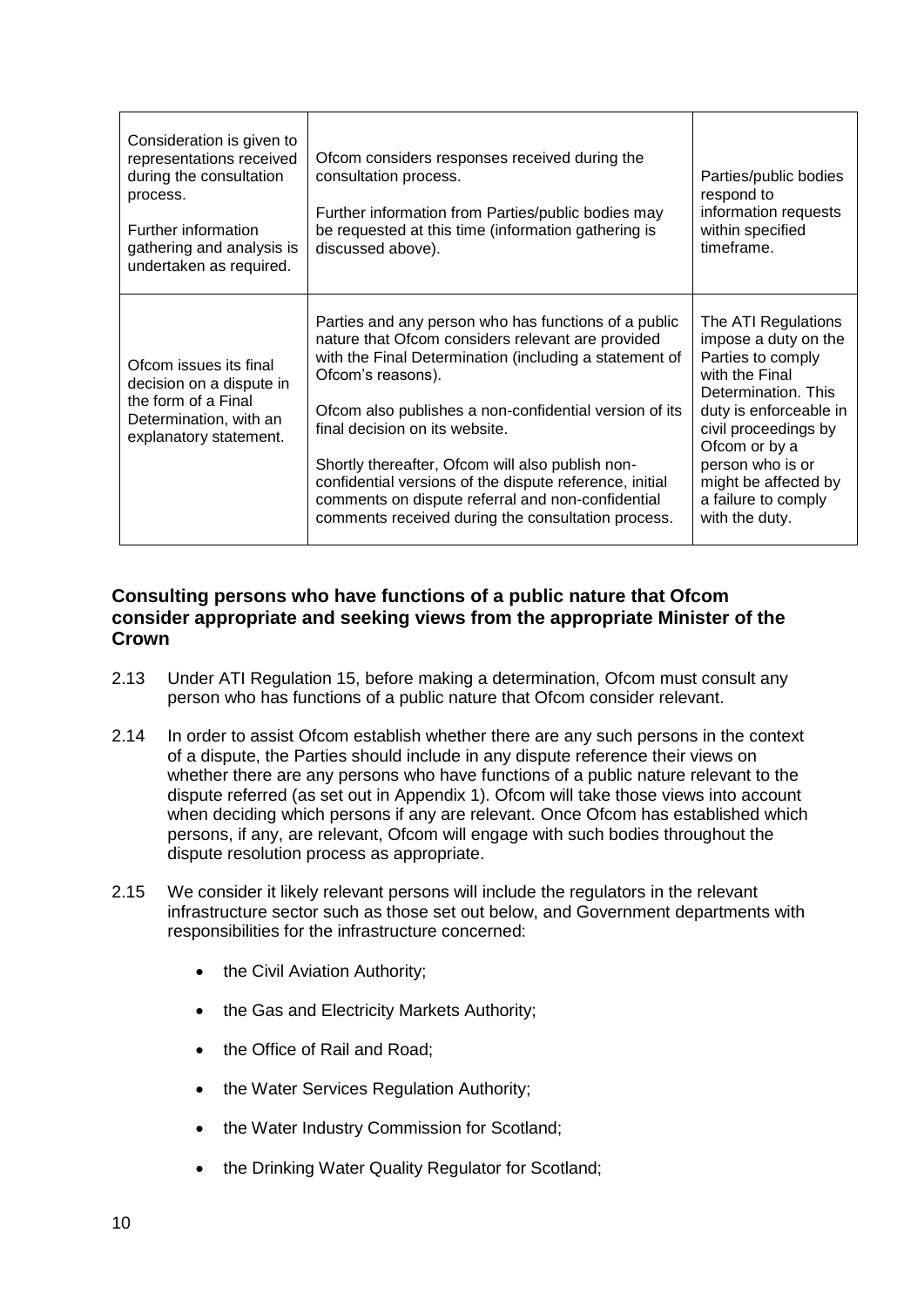| Consideration is given to representations received during the consultation process.<br><br>Further information gathering and analysis is undertaken as required. | Ofcom considers responses received during the consultation process.<br><br>Further information from Parties/public bodies may be requested at this time (information gathering is discussed above). | Parties/public bodies respond to information requests within specified timeframe. |
|---|---|---|
| Ofcom issues its final decision on a dispute in the form of a Final Determination, with an explanatory statement. | Parties and any person who has functions of a public nature that Ofcom considers relevant are provided with the Final Determination (including a statement of Ofcom's reasons).<br><br>Ofcom also publishes a non-confidential version of its final decision on its website.<br><br>Shortly thereafter, Ofcom will also publish non-confidential versions of the dispute reference, initial comments on dispute referral and non-confidential comments received during the consultation process. | The ATI Regulations impose a duty on the Parties to comply with the Final Determination. This duty is enforceable in civil proceedings by Ofcom or by a person who is or might be affected by a failure to comply with the duty. |

### Consulting persons who have functions of a public nature that Ofcom consider appropriate and seeking views from the appropriate Minister of the Crown

2.13 Under ATI Regulation 15, before making a determination, Ofcom must consult any person who has functions of a public nature that Ofcom consider relevant.

2.14 In order to assist Ofcom establish whether there are any such persons in the context of a dispute, the Parties should include in any dispute reference their views on whether there are any persons who have functions of a public nature relevant to the dispute referred (as set out in Appendix 1). Ofcom will take those views into account when deciding which persons if any are relevant. Once Ofcom has established which persons, if any, are relevant, Ofcom will engage with such bodies throughout the dispute resolution process as appropriate.

2.15 We consider it likely relevant persons will include the regulators in the relevant infrastructure sector such as those set out below, and Government departments with responsibilities for the infrastructure concerned:

- the Civil Aviation Authority;
- the Gas and Electricity Markets Authority;
- the Office of Rail and Road;
- the Water Services Regulation Authority;
- the Water Industry Commission for Scotland;
- the Drinking Water Quality Regulator for Scotland;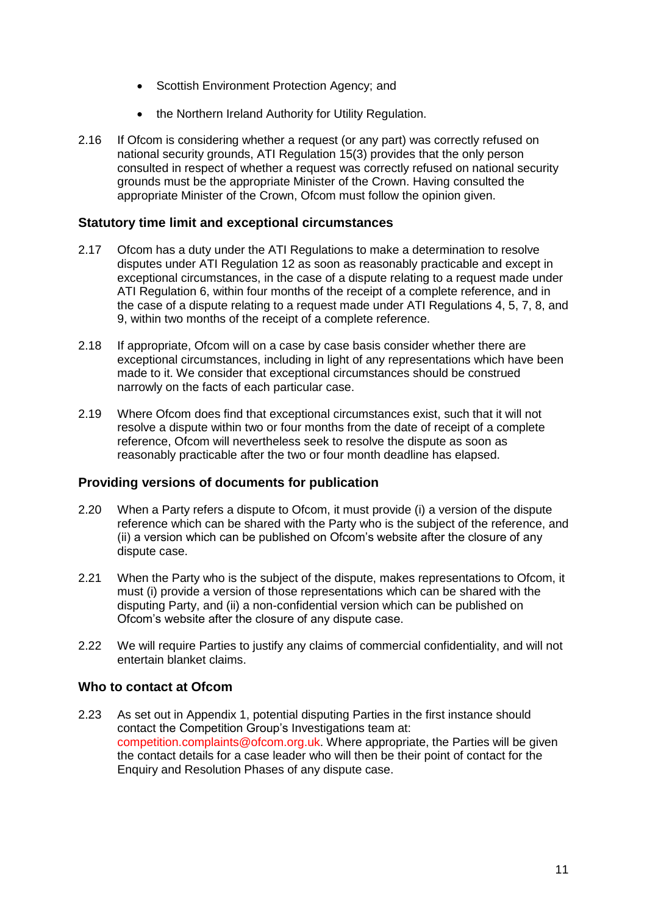- Scottish Environment Protection Agency; and
- the Northern Ireland Authority for Utility Regulation.

2.16 If Ofcom is considering whether a request (or any part) was correctly refused on national security grounds, ATI Regulation 15(3) provides that the only person consulted in respect of whether a request was correctly refused on national security grounds must be the appropriate Minister of the Crown. Having consulted the appropriate Minister of the Crown, Ofcom must follow the opinion given.

### Statutory time limit and exceptional circumstances

2.17 Ofcom has a duty under the ATI Regulations to make a determination to resolve disputes under ATI Regulation 12 as soon as reasonably practicable and except in exceptional circumstances, in the case of a dispute relating to a request made under ATI Regulation 6, within four months of the receipt of a complete reference, and in the case of a dispute relating to a request made under ATI Regulations 4, 5, 7, 8, and 9, within two months of the receipt of a complete reference.

2.18 If appropriate, Ofcom will on a case by case basis consider whether there are exceptional circumstances, including in light of any representations which have been made to it. We consider that exceptional circumstances should be construed narrowly on the facts of each particular case.

2.19 Where Ofcom does find that exceptional circumstances exist, such that it will not resolve a dispute within two or four months from the date of receipt of a complete reference, Ofcom will nevertheless seek to resolve the dispute as soon as reasonably practicable after the two or four month deadline has elapsed.

### Providing versions of documents for publication

2.20 When a Party refers a dispute to Ofcom, it must provide (i) a version of the dispute reference which can be shared with the Party who is the subject of the reference, and (ii) a version which can be published on Ofcom's website after the closure of any dispute case.

2.21 When the Party who is the subject of the dispute, makes representations to Ofcom, it must (i) provide a version of those representations which can be shared with the disputing Party, and (ii) a non-confidential version which can be published on Ofcom's website after the closure of any dispute case.

2.22 We will require Parties to justify any claims of commercial confidentiality, and will not entertain blanket claims.

### Who to contact at Ofcom

2.23 As set out in Appendix 1, potential disputing Parties in the first instance should contact the Competition Group's Investigations team at: competition.complaints@ofcom.org.uk. Where appropriate, the Parties will be given the contact details for a case leader who will then be their point of contact for the Enquiry and Resolution Phases of any dispute case.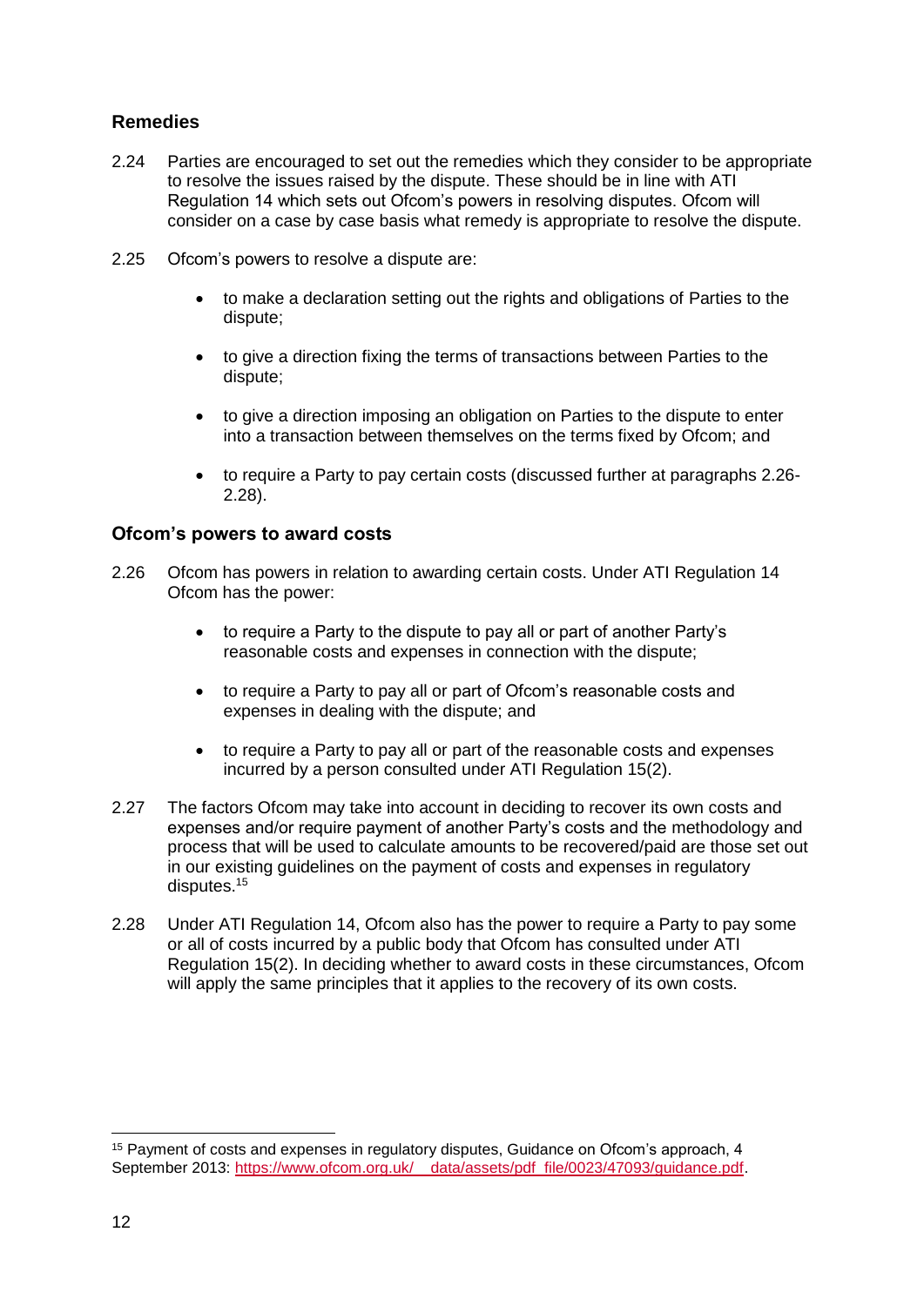## Remedies

2.24 Parties are encouraged to set out the remedies which they consider to be appropriate to resolve the issues raised by the dispute. These should be in line with ATI Regulation 14 which sets out Ofcom's powers in resolving disputes. Ofcom will consider on a case by case basis what remedy is appropriate to resolve the dispute.

2.25 Ofcom's powers to resolve a dispute are:

- to make a declaration setting out the rights and obligations of Parties to the dispute;
- to give a direction fixing the terms of transactions between Parties to the dispute;
- to give a direction imposing an obligation on Parties to the dispute to enter into a transaction between themselves on the terms fixed by Ofcom; and
- to require a Party to pay certain costs (discussed further at paragraphs 2.26-2.28).

## Ofcom's powers to award costs

2.26 Ofcom has powers in relation to awarding certain costs. Under ATI Regulation 14 Ofcom has the power:

- to require a Party to the dispute to pay all or part of another Party's reasonable costs and expenses in connection with the dispute;
- to require a Party to pay all or part of Ofcom's reasonable costs and expenses in dealing with the dispute; and
- to require a Party to pay all or part of the reasonable costs and expenses incurred by a person consulted under ATI Regulation 15(2).

2.27 The factors Ofcom may take into account in deciding to recover its own costs and expenses and/or require payment of another Party's costs and the methodology and process that will be used to calculate amounts to be recovered/paid are those set out in our existing guidelines on the payment of costs and expenses in regulatory disputes.[15]

2.28 Under ATI Regulation 14, Ofcom also has the power to require a Party to pay some or all of costs incurred by a public body that Ofcom has consulted under ATI Regulation 15(2). In deciding whether to award costs in these circumstances, Ofcom will apply the same principles that it applies to the recovery of its own costs.

---

[15] Payment of costs and expenses in regulatory disputes, Guidance on Ofcom's approach, 4 September 2013: https://www.ofcom.org.uk/__data/assets/pdf_file/0023/47093/guidance.pdf.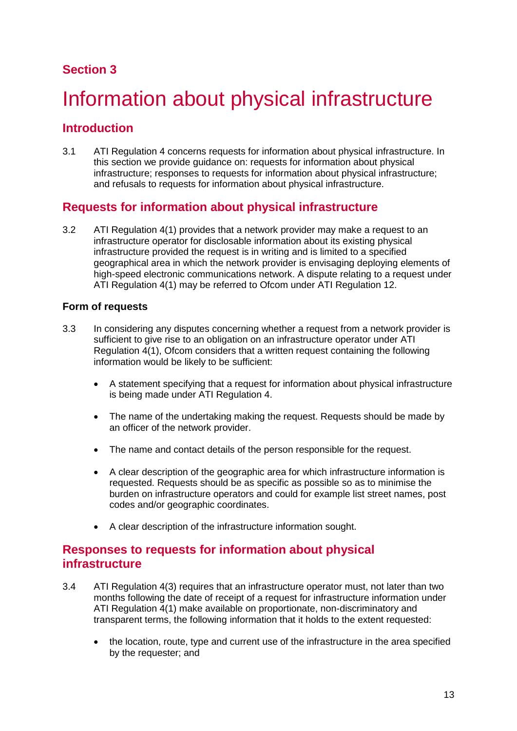## Section 3

# Information about physical infrastructure

## Introduction

3.1 ATI Regulation 4 concerns requests for information about physical infrastructure. In this section we provide guidance on: requests for information about physical infrastructure; responses to requests for information about physical infrastructure; and refusals to requests for information about physical infrastructure.

## Requests for information about physical infrastructure

3.2 ATI Regulation 4(1) provides that a network provider may make a request to an infrastructure operator for disclosable information about its existing physical infrastructure provided the request is in writing and is limited to a specified geographical area in which the network provider is envisaging deploying elements of high-speed electronic communications network. A dispute relating to a request under ATI Regulation 4(1) may be referred to Ofcom under ATI Regulation 12.

### Form of requests

3.3 In considering any disputes concerning whether a request from a network provider is sufficient to give rise to an obligation on an infrastructure operator under ATI Regulation 4(1), Ofcom considers that a written request containing the following information would be likely to be sufficient:

- A statement specifying that a request for information about physical infrastructure is being made under ATI Regulation 4.
- The name of the undertaking making the request. Requests should be made by an officer of the network provider.
- The name and contact details of the person responsible for the request.
- A clear description of the geographic area for which infrastructure information is requested. Requests should be as specific as possible so as to minimise the burden on infrastructure operators and could for example list street names, post codes and/or geographic coordinates.
- A clear description of the infrastructure information sought.

## Responses to requests for information about physical infrastructure

3.4 ATI Regulation 4(3) requires that an infrastructure operator must, not later than two months following the date of receipt of a request for infrastructure information under ATI Regulation 4(1) make available on proportionate, non-discriminatory and transparent terms, the following information that it holds to the extent requested:

- the location, route, type and current use of the infrastructure in the area specified by the requester; and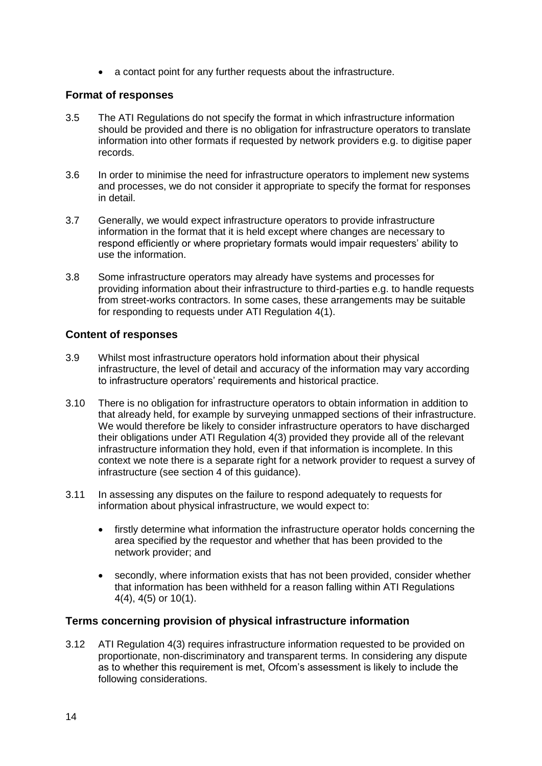- a contact point for any further requests about the infrastructure.

### Format of responses

3.5 The ATI Regulations do not specify the format in which infrastructure information should be provided and there is no obligation for infrastructure operators to translate information into other formats if requested by network providers e.g. to digitise paper records.

3.6 In order to minimise the need for infrastructure operators to implement new systems and processes, we do not consider it appropriate to specify the format for responses in detail.

3.7 Generally, we would expect infrastructure operators to provide infrastructure information in the format that it is held except where changes are necessary to respond efficiently or where proprietary formats would impair requesters' ability to use the information.

3.8 Some infrastructure operators may already have systems and processes for providing information about their infrastructure to third-parties e.g. to handle requests from street-works contractors. In some cases, these arrangements may be suitable for responding to requests under ATI Regulation 4(1).

### Content of responses

3.9 Whilst most infrastructure operators hold information about their physical infrastructure, the level of detail and accuracy of the information may vary according to infrastructure operators' requirements and historical practice.

3.10 There is no obligation for infrastructure operators to obtain information in addition to that already held, for example by surveying unmapped sections of their infrastructure. We would therefore be likely to consider infrastructure operators to have discharged their obligations under ATI Regulation 4(3) provided they provide all of the relevant infrastructure information they hold, even if that information is incomplete. In this context we note there is a separate right for a network provider to request a survey of infrastructure (see section 4 of this guidance).

3.11 In assessing any disputes on the failure to respond adequately to requests for information about physical infrastructure, we would expect to:

- firstly determine what information the infrastructure operator holds concerning the area specified by the requestor and whether that has been provided to the network provider; and
- secondly, where information exists that has not been provided, consider whether that information has been withheld for a reason falling within ATI Regulations 4(4), 4(5) or 10(1).

### Terms concerning provision of physical infrastructure information

3.12 ATI Regulation 4(3) requires infrastructure information requested to be provided on proportionate, non-discriminatory and transparent terms. In considering any dispute as to whether this requirement is met, Ofcom's assessment is likely to include the following considerations.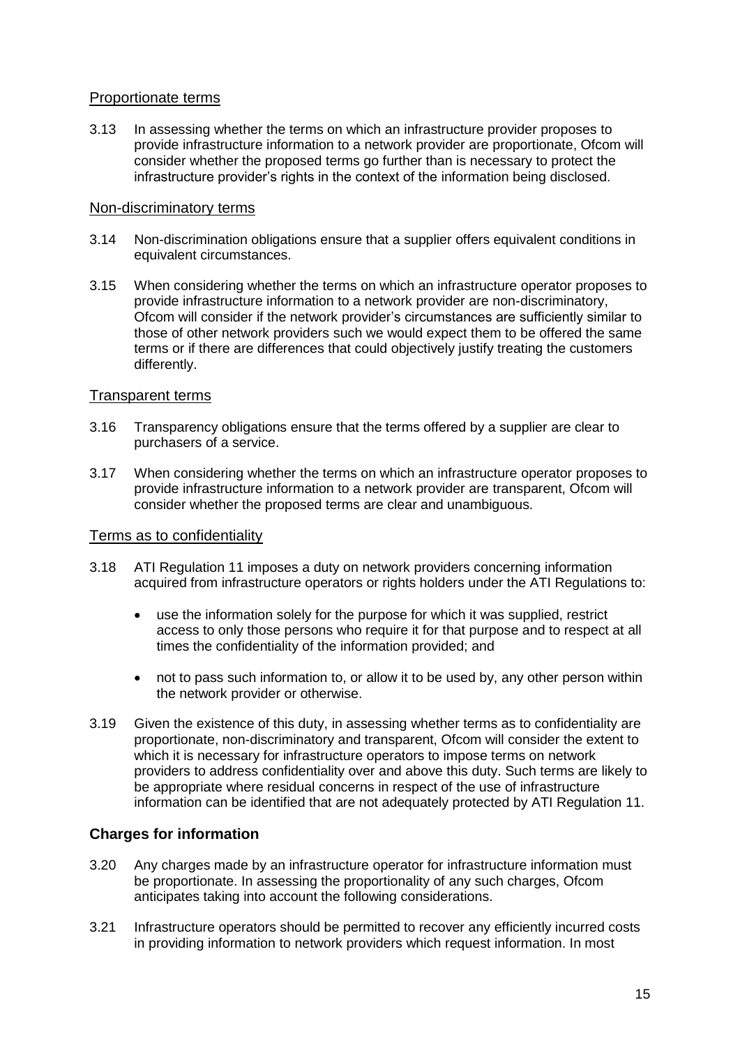### Proportionate terms

3.13 In assessing whether the terms on which an infrastructure provider proposes to provide infrastructure information to a network provider are proportionate, Ofcom will consider whether the proposed terms go further than is necessary to protect the infrastructure provider's rights in the context of the information being disclosed.

### Non-discriminatory terms

3.14 Non-discrimination obligations ensure that a supplier offers equivalent conditions in equivalent circumstances.

3.15 When considering whether the terms on which an infrastructure operator proposes to provide infrastructure information to a network provider are non-discriminatory, Ofcom will consider if the network provider's circumstances are sufficiently similar to those of other network providers such we would expect them to be offered the same terms or if there are differences that could objectively justify treating the customers differently.

### Transparent terms

3.16 Transparency obligations ensure that the terms offered by a supplier are clear to purchasers of a service.

3.17 When considering whether the terms on which an infrastructure operator proposes to provide infrastructure information to a network provider are transparent, Ofcom will consider whether the proposed terms are clear and unambiguous.

### Terms as to confidentiality

3.18 ATI Regulation 11 imposes a duty on network providers concerning information acquired from infrastructure operators or rights holders under the ATI Regulations to:

- use the information solely for the purpose for which it was supplied, restrict access to only those persons who require it for that purpose and to respect at all times the confidentiality of the information provided; and
- not to pass such information to, or allow it to be used by, any other person within the network provider or otherwise.

3.19 Given the existence of this duty, in assessing whether terms as to confidentiality are proportionate, non-discriminatory and transparent, Ofcom will consider the extent to which it is necessary for infrastructure operators to impose terms on network providers to address confidentiality over and above this duty. Such terms are likely to be appropriate where residual concerns in respect of the use of infrastructure information can be identified that are not adequately protected by ATI Regulation 11.

## Charges for information

3.20 Any charges made by an infrastructure operator for infrastructure information must be proportionate. In assessing the proportionality of any such charges, Ofcom anticipates taking into account the following considerations.

3.21 Infrastructure operators should be permitted to recover any efficiently incurred costs in providing information to network providers which request information. In most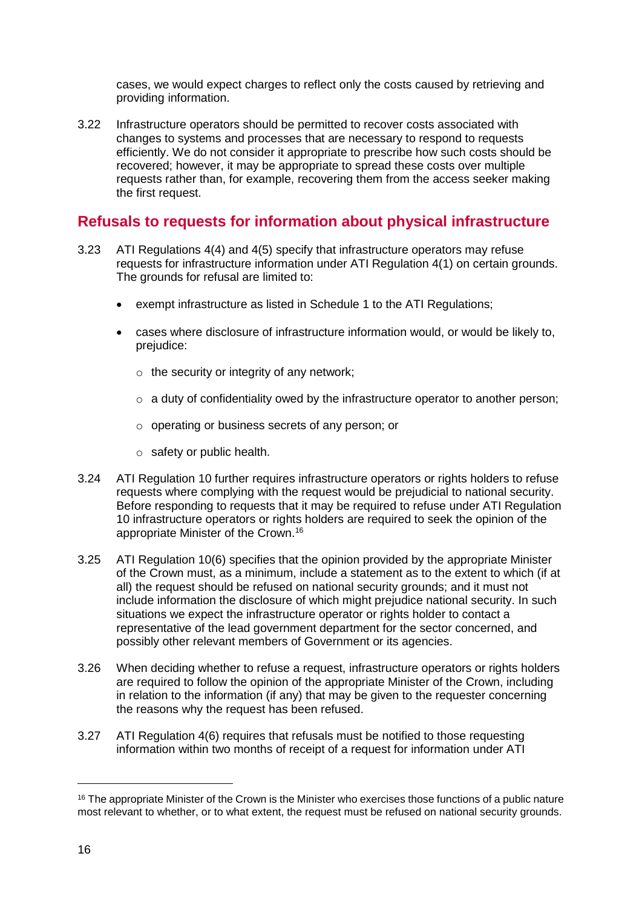cases, we would expect charges to reflect only the costs caused by retrieving and providing information.

3.22 Infrastructure operators should be permitted to recover costs associated with changes to systems and processes that are necessary to respond to requests efficiently. We do not consider it appropriate to prescribe how such costs should be recovered; however, it may be appropriate to spread these costs over multiple requests rather than, for example, recovering them from the access seeker making the first request.

## Refusals to requests for information about physical infrastructure

3.23 ATI Regulations 4(4) and 4(5) specify that infrastructure operators may refuse requests for infrastructure information under ATI Regulation 4(1) on certain grounds. The grounds for refusal are limited to:

- exempt infrastructure as listed in Schedule 1 to the ATI Regulations;
- cases where disclosure of infrastructure information would, or would be likely to, prejudice:
  - the security or integrity of any network;
  - a duty of confidentiality owed by the infrastructure operator to another person;
  - operating or business secrets of any person; or
  - safety or public health.

3.24 ATI Regulation 10 further requires infrastructure operators or rights holders to refuse requests where complying with the request would be prejudicial to national security. Before responding to requests that it may be required to refuse under ATI Regulation 10 infrastructure operators or rights holders are required to seek the opinion of the appropriate Minister of the Crown.[16]

3.25 ATI Regulation 10(6) specifies that the opinion provided by the appropriate Minister of the Crown must, as a minimum, include a statement as to the extent to which (if at all) the request should be refused on national security grounds; and it must not include information the disclosure of which might prejudice national security. In such situations we expect the infrastructure operator or rights holder to contact a representative of the lead government department for the sector concerned, and possibly other relevant members of Government or its agencies.

3.26 When deciding whether to refuse a request, infrastructure operators or rights holders are required to follow the opinion of the appropriate Minister of the Crown, including in relation to the information (if any) that may be given to the requester concerning the reasons why the request has been refused.

3.27 ATI Regulation 4(6) requires that refusals must be notified to those requesting information within two months of receipt of a request for information under ATI

[16] The appropriate Minister of the Crown is the Minister who exercises those functions of a public nature most relevant to whether, or to what extent, the request must be refused on national security grounds.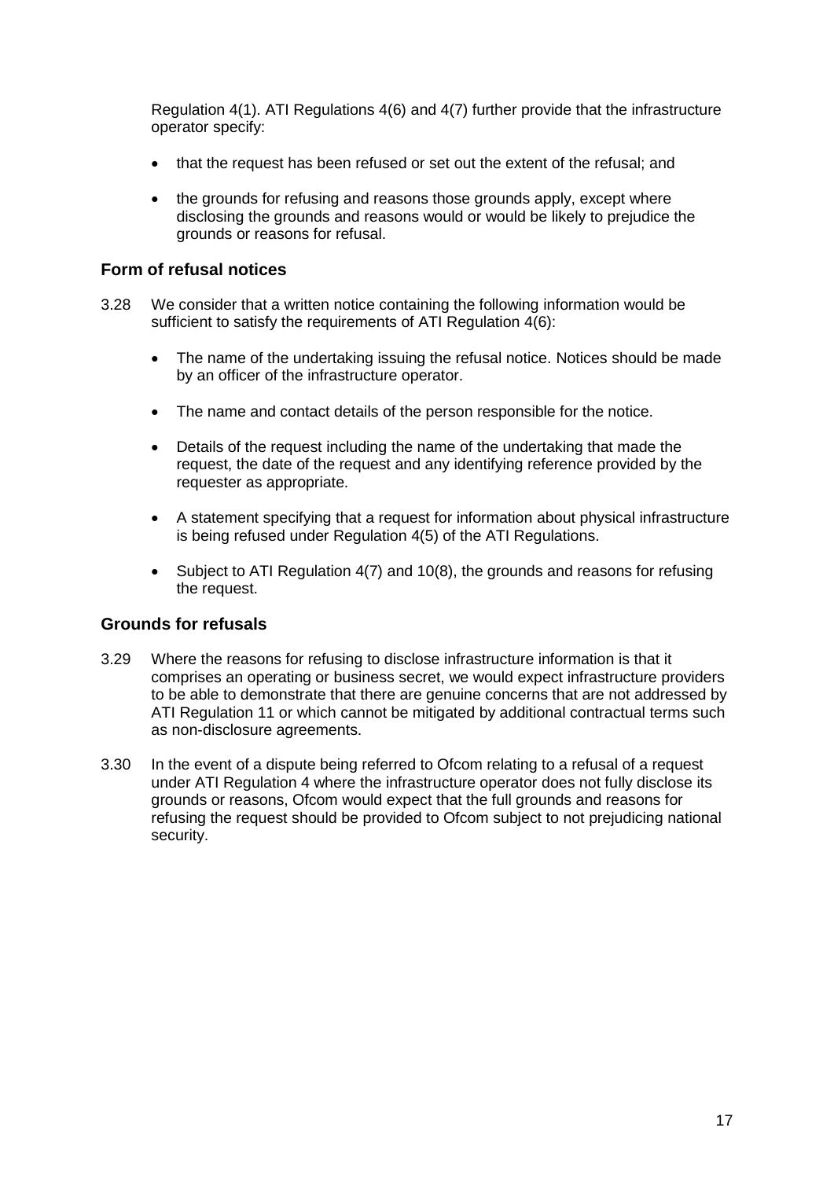Regulation 4(1). ATI Regulations 4(6) and 4(7) further provide that the infrastructure operator specify:

- that the request has been refused or set out the extent of the refusal; and
- the grounds for refusing and reasons those grounds apply, except where disclosing the grounds and reasons would or would be likely to prejudice the grounds or reasons for refusal.

### Form of refusal notices

3.28 We consider that a written notice containing the following information would be sufficient to satisfy the requirements of ATI Regulation 4(6):

- The name of the undertaking issuing the refusal notice. Notices should be made by an officer of the infrastructure operator.
- The name and contact details of the person responsible for the notice.
- Details of the request including the name of the undertaking that made the request, the date of the request and any identifying reference provided by the requester as appropriate.
- A statement specifying that a request for information about physical infrastructure is being refused under Regulation 4(5) of the ATI Regulations.
- Subject to ATI Regulation 4(7) and 10(8), the grounds and reasons for refusing the request.

### Grounds for refusals

3.29 Where the reasons for refusing to disclose infrastructure information is that it comprises an operating or business secret, we would expect infrastructure providers to be able to demonstrate that there are genuine concerns that are not addressed by ATI Regulation 11 or which cannot be mitigated by additional contractual terms such as non-disclosure agreements.

3.30 In the event of a dispute being referred to Ofcom relating to a refusal of a request under ATI Regulation 4 where the infrastructure operator does not fully disclose its grounds or reasons, Ofcom would expect that the full grounds and reasons for refusing the request should be provided to Ofcom subject to not prejudicing national security.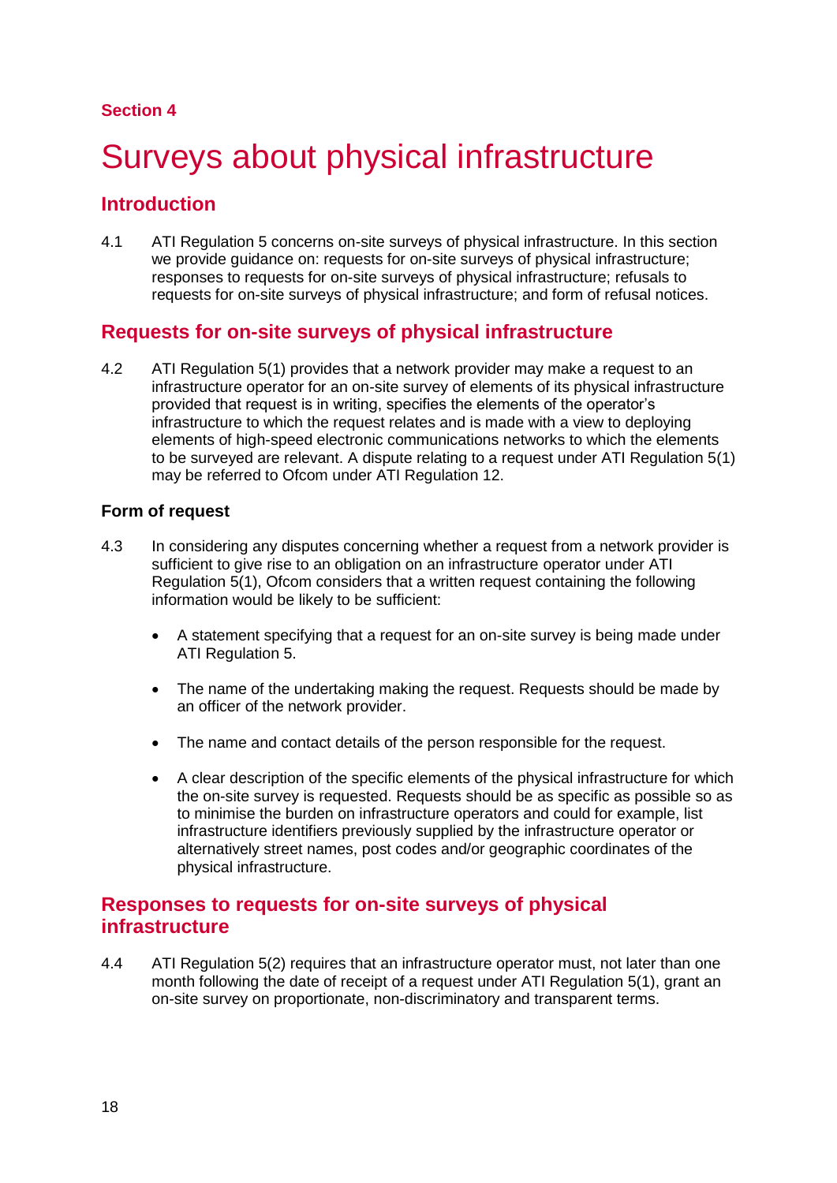Section 4

# Surveys about physical infrastructure

## Introduction

4.1 ATI Regulation 5 concerns on-site surveys of physical infrastructure. In this section we provide guidance on: requests for on-site surveys of physical infrastructure; responses to requests for on-site surveys of physical infrastructure; refusals to requests for on-site surveys of physical infrastructure; and form of refusal notices.

## Requests for on-site surveys of physical infrastructure

4.2 ATI Regulation 5(1) provides that a network provider may make a request to an infrastructure operator for an on-site survey of elements of its physical infrastructure provided that request is in writing, specifies the elements of the operator's infrastructure to which the request relates and is made with a view to deploying elements of high-speed electronic communications networks to which the elements to be surveyed are relevant. A dispute relating to a request under ATI Regulation 5(1) may be referred to Ofcom under ATI Regulation 12.

### Form of request

4.3 In considering any disputes concerning whether a request from a network provider is sufficient to give rise to an obligation on an infrastructure operator under ATI Regulation 5(1), Ofcom considers that a written request containing the following information would be likely to be sufficient:

- A statement specifying that a request for an on-site survey is being made under ATI Regulation 5.
- The name of the undertaking making the request. Requests should be made by an officer of the network provider.
- The name and contact details of the person responsible for the request.
- A clear description of the specific elements of the physical infrastructure for which the on-site survey is requested. Requests should be as specific as possible so as to minimise the burden on infrastructure operators and could for example, list infrastructure identifiers previously supplied by the infrastructure operator or alternatively street names, post codes and/or geographic coordinates of the physical infrastructure.

## Responses to requests for on-site surveys of physical infrastructure

4.4 ATI Regulation 5(2) requires that an infrastructure operator must, not later than one month following the date of receipt of a request under ATI Regulation 5(1), grant an on-site survey on proportionate, non-discriminatory and transparent terms.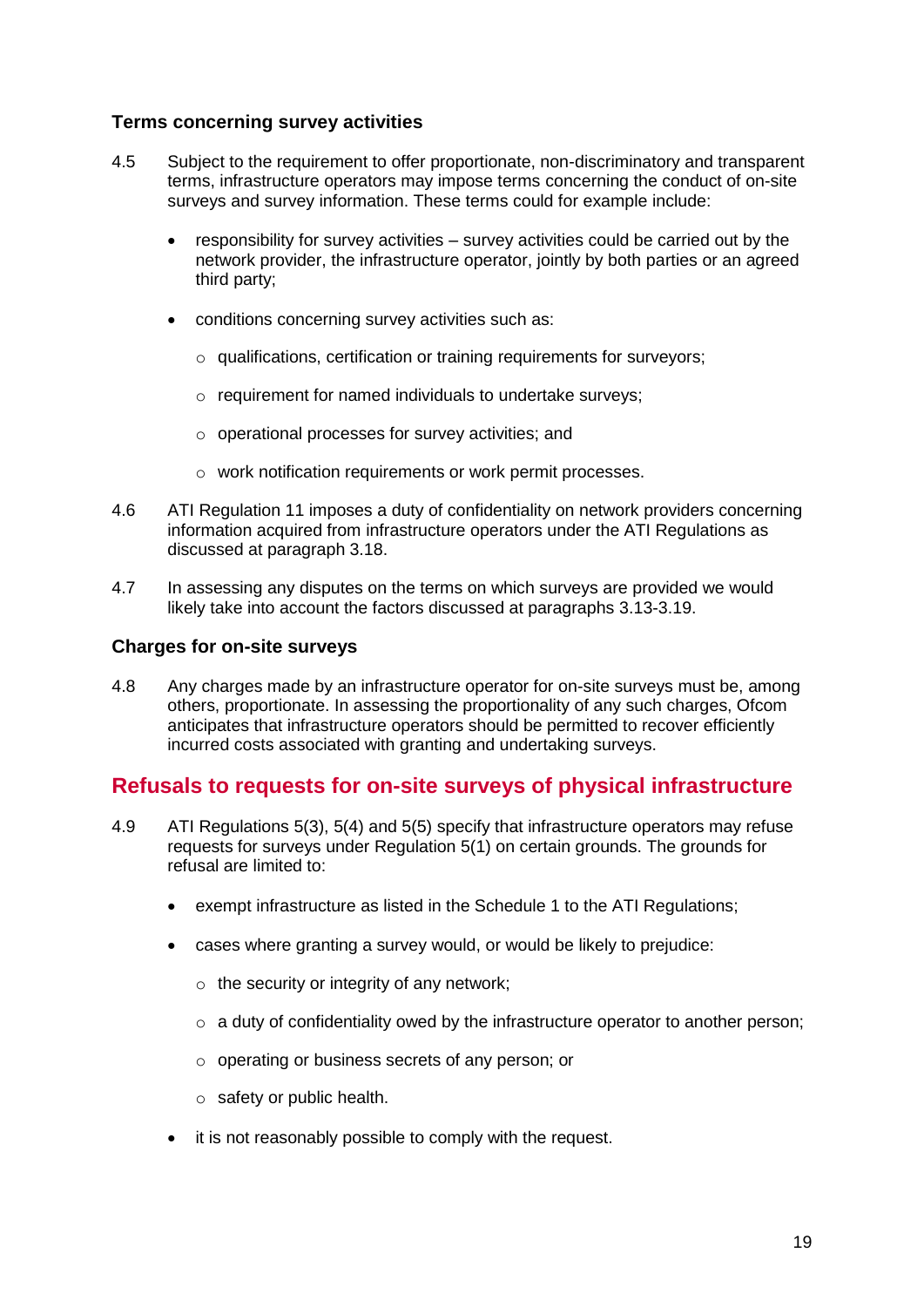### Terms concerning survey activities

4.5 Subject to the requirement to offer proportionate, non-discriminatory and transparent terms, infrastructure operators may impose terms concerning the conduct of on-site surveys and survey information. These terms could for example include:

- responsibility for survey activities – survey activities could be carried out by the network provider, the infrastructure operator, jointly by both parties or an agreed third party;
- conditions concerning survey activities such as:
  - qualifications, certification or training requirements for surveyors;
  - requirement for named individuals to undertake surveys;
  - operational processes for survey activities; and
  - work notification requirements or work permit processes.

4.6 ATI Regulation 11 imposes a duty of confidentiality on network providers concerning information acquired from infrastructure operators under the ATI Regulations as discussed at paragraph 3.18.

4.7 In assessing any disputes on the terms on which surveys are provided we would likely take into account the factors discussed at paragraphs 3.13-3.19.

### Charges for on-site surveys

4.8 Any charges made by an infrastructure operator for on-site surveys must be, among others, proportionate. In assessing the proportionality of any such charges, Ofcom anticipates that infrastructure operators should be permitted to recover efficiently incurred costs associated with granting and undertaking surveys.

## Refusals to requests for on-site surveys of physical infrastructure

4.9 ATI Regulations 5(3), 5(4) and 5(5) specify that infrastructure operators may refuse requests for surveys under Regulation 5(1) on certain grounds. The grounds for refusal are limited to:

- exempt infrastructure as listed in the Schedule 1 to the ATI Regulations;
- cases where granting a survey would, or would be likely to prejudice:
  - the security or integrity of any network;
  - a duty of confidentiality owed by the infrastructure operator to another person;
  - operating or business secrets of any person; or
  - safety or public health.
- it is not reasonably possible to comply with the request.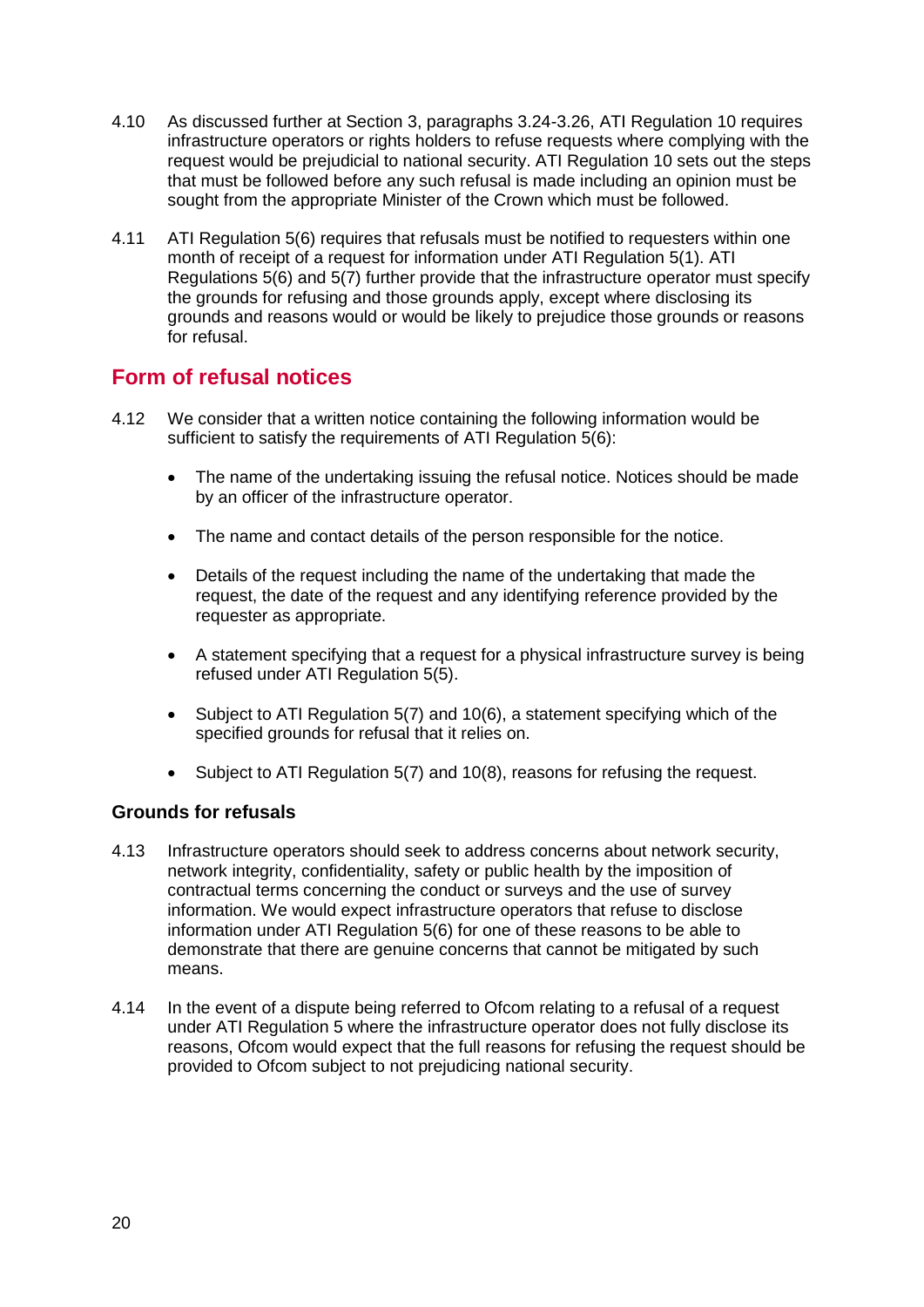4.10 As discussed further at Section 3, paragraphs 3.24-3.26, ATI Regulation 10 requires infrastructure operators or rights holders to refuse requests where complying with the request would be prejudicial to national security. ATI Regulation 10 sets out the steps that must be followed before any such refusal is made including an opinion must be sought from the appropriate Minister of the Crown which must be followed.

4.11 ATI Regulation 5(6) requires that refusals must be notified to requesters within one month of receipt of a request for information under ATI Regulation 5(1). ATI Regulations 5(6) and 5(7) further provide that the infrastructure operator must specify the grounds for refusing and those grounds apply, except where disclosing its grounds and reasons would or would be likely to prejudice those grounds or reasons for refusal.

## Form of refusal notices

4.12 We consider that a written notice containing the following information would be sufficient to satisfy the requirements of ATI Regulation 5(6):

- The name of the undertaking issuing the refusal notice. Notices should be made by an officer of the infrastructure operator.
- The name and contact details of the person responsible for the notice.
- Details of the request including the name of the undertaking that made the request, the date of the request and any identifying reference provided by the requester as appropriate.
- A statement specifying that a request for a physical infrastructure survey is being refused under ATI Regulation 5(5).
- Subject to ATI Regulation 5(7) and 10(6), a statement specifying which of the specified grounds for refusal that it relies on.
- Subject to ATI Regulation 5(7) and 10(8), reasons for refusing the request.

### Grounds for refusals

4.13 Infrastructure operators should seek to address concerns about network security, network integrity, confidentiality, safety or public health by the imposition of contractual terms concerning the conduct or surveys and the use of survey information. We would expect infrastructure operators that refuse to disclose information under ATI Regulation 5(6) for one of these reasons to be able to demonstrate that there are genuine concerns that cannot be mitigated by such means.

4.14 In the event of a dispute being referred to Ofcom relating to a refusal of a request under ATI Regulation 5 where the infrastructure operator does not fully disclose its reasons, Ofcom would expect that the full reasons for refusing the request should be provided to Ofcom subject to not prejudicing national security.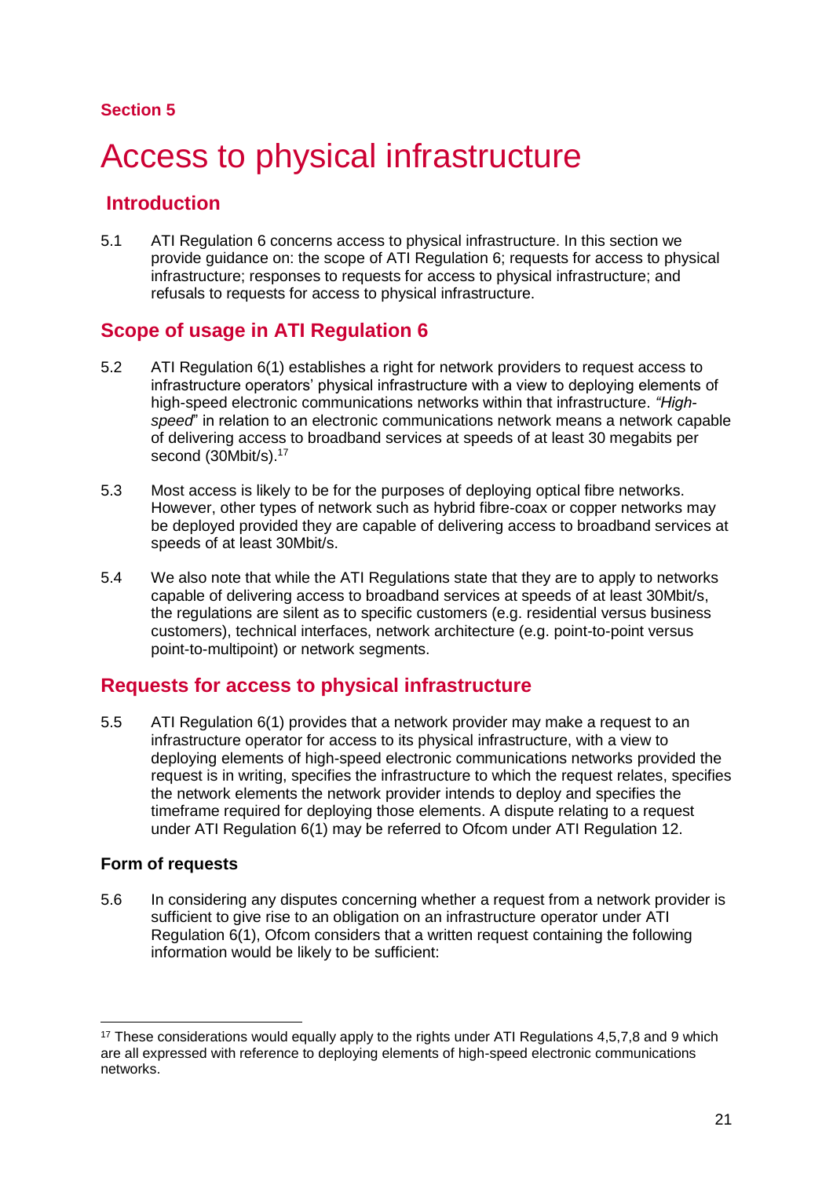Section 5

# Access to physical infrastructure

## Introduction

5.1 ATI Regulation 6 concerns access to physical infrastructure. In this section we provide guidance on: the scope of ATI Regulation 6; requests for access to physical infrastructure; responses to requests for access to physical infrastructure; and refusals to requests for access to physical infrastructure.

## Scope of usage in ATI Regulation 6

5.2 ATI Regulation 6(1) establishes a right for network providers to request access to infrastructure operators' physical infrastructure with a view to deploying elements of high-speed electronic communications networks within that infrastructure. *"High-speed*" in relation to an electronic communications network means a network capable of delivering access to broadband services at speeds of at least 30 megabits per second (30Mbit/s).[17]

5.3 Most access is likely to be for the purposes of deploying optical fibre networks. However, other types of network such as hybrid fibre-coax or copper networks may be deployed provided they are capable of delivering access to broadband services at speeds of at least 30Mbit/s.

5.4 We also note that while the ATI Regulations state that they are to apply to networks capable of delivering access to broadband services at speeds of at least 30Mbit/s, the regulations are silent as to specific customers (e.g. residential versus business customers), technical interfaces, network architecture (e.g. point-to-point versus point-to-multipoint) or network segments.

## Requests for access to physical infrastructure

5.5 ATI Regulation 6(1) provides that a network provider may make a request to an infrastructure operator for access to its physical infrastructure, with a view to deploying elements of high-speed electronic communications networks provided the request is in writing, specifies the infrastructure to which the request relates, specifies the network elements the network provider intends to deploy and specifies the timeframe required for deploying those elements. A dispute relating to a request under ATI Regulation 6(1) may be referred to Ofcom under ATI Regulation 12.

### Form of requests

5.6 In considering any disputes concerning whether a request from a network provider is sufficient to give rise to an obligation on an infrastructure operator under ATI Regulation 6(1), Ofcom considers that a written request containing the following information would be likely to be sufficient:

---

[17] These considerations would equally apply to the rights under ATI Regulations 4,5,7,8 and 9 which are all expressed with reference to deploying elements of high-speed electronic communications networks.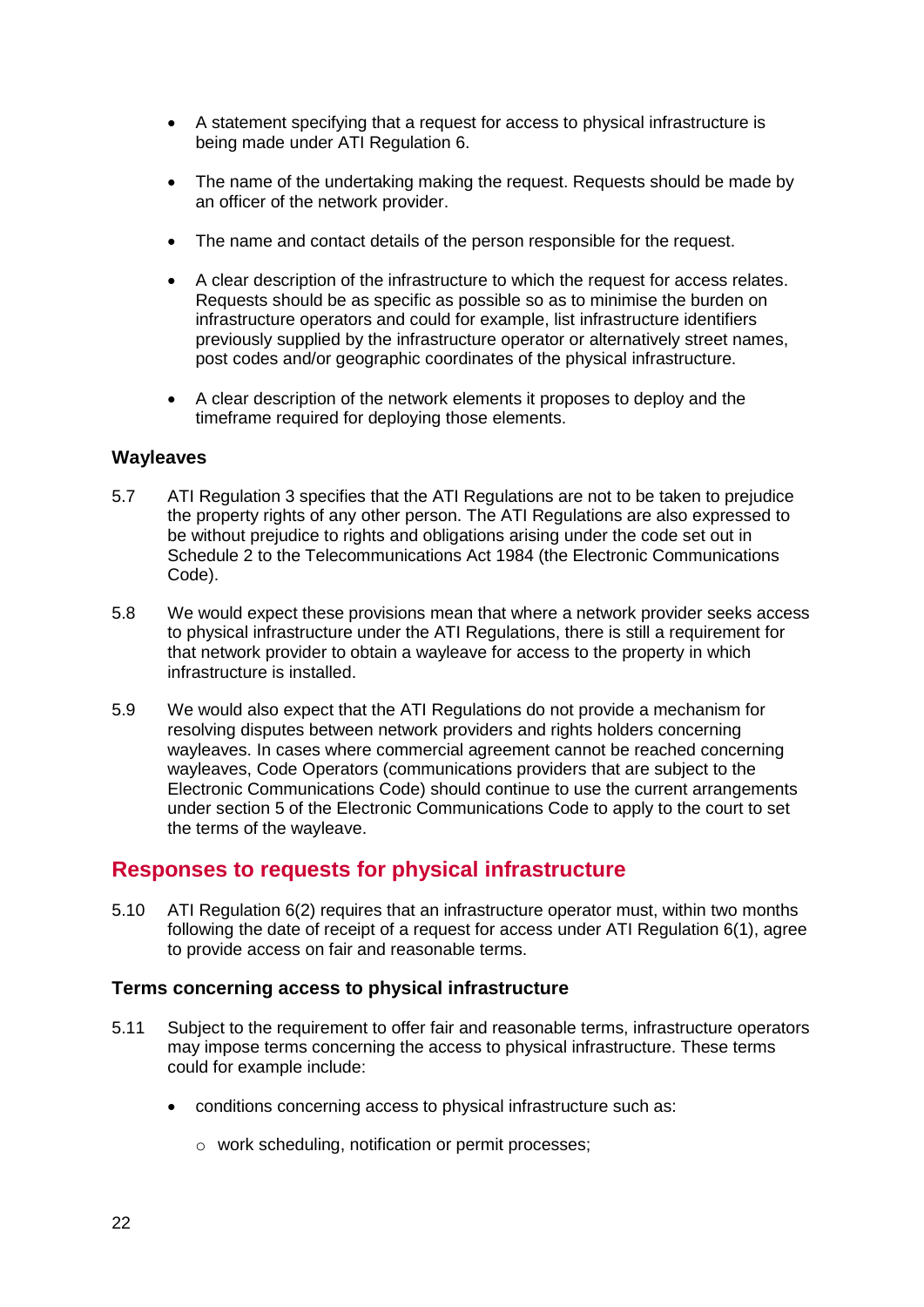- A statement specifying that a request for access to physical infrastructure is being made under ATI Regulation 6.

- The name of the undertaking making the request. Requests should be made by an officer of the network provider.

- The name and contact details of the person responsible for the request.

- A clear description of the infrastructure to which the request for access relates. Requests should be as specific as possible so as to minimise the burden on infrastructure operators and could for example, list infrastructure identifiers previously supplied by the infrastructure operator or alternatively street names, post codes and/or geographic coordinates of the physical infrastructure.

- A clear description of the network elements it proposes to deploy and the timeframe required for deploying those elements.

### Wayleaves

5.7 ATI Regulation 3 specifies that the ATI Regulations are not to be taken to prejudice the property rights of any other person. The ATI Regulations are also expressed to be without prejudice to rights and obligations arising under the code set out in Schedule 2 to the Telecommunications Act 1984 (the Electronic Communications Code).

5.8 We would expect these provisions mean that where a network provider seeks access to physical infrastructure under the ATI Regulations, there is still a requirement for that network provider to obtain a wayleave for access to the property in which infrastructure is installed.

5.9 We would also expect that the ATI Regulations do not provide a mechanism for resolving disputes between network providers and rights holders concerning wayleaves. In cases where commercial agreement cannot be reached concerning wayleaves, Code Operators (communications providers that are subject to the Electronic Communications Code) should continue to use the current arrangements under section 5 of the Electronic Communications Code to apply to the court to set the terms of the wayleave.

## Responses to requests for physical infrastructure

5.10 ATI Regulation 6(2) requires that an infrastructure operator must, within two months following the date of receipt of a request for access under ATI Regulation 6(1), agree to provide access on fair and reasonable terms.

### Terms concerning access to physical infrastructure

5.11 Subject to the requirement to offer fair and reasonable terms, infrastructure operators may impose terms concerning the access to physical infrastructure. These terms could for example include:

- conditions concerning access to physical infrastructure such as:
  - work scheduling, notification or permit processes;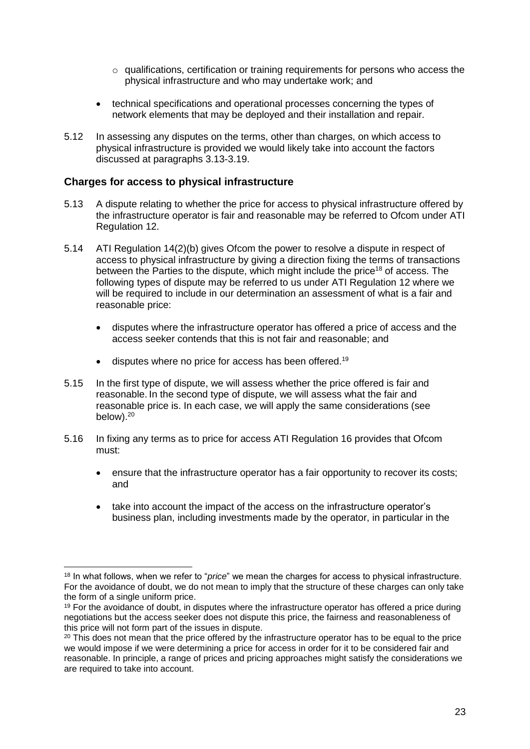- qualifications, certification or training requirements for persons who access the physical infrastructure and who may undertake work; and

- technical specifications and operational processes concerning the types of network elements that may be deployed and their installation and repair.

5.12 In assessing any disputes on the terms, other than charges, on which access to physical infrastructure is provided we would likely take into account the factors discussed at paragraphs 3.13-3.19.

### Charges for access to physical infrastructure

5.13 A dispute relating to whether the price for access to physical infrastructure offered by the infrastructure operator is fair and reasonable may be referred to Ofcom under ATI Regulation 12.

5.14 ATI Regulation 14(2)(b) gives Ofcom the power to resolve a dispute in respect of access to physical infrastructure by giving a direction fixing the terms of transactions between the Parties to the dispute, which might include the price[18] of access. The following types of dispute may be referred to us under ATI Regulation 12 where we will be required to include in our determination an assessment of what is a fair and reasonable price:

- disputes where the infrastructure operator has offered a price of access and the access seeker contends that this is not fair and reasonable; and
- disputes where no price for access has been offered.[19]

5.15 In the first type of dispute, we will assess whether the price offered is fair and reasonable. In the second type of dispute, we will assess what the fair and reasonable price is. In each case, we will apply the same considerations (see below).[20]

5.16 In fixing any terms as to price for access ATI Regulation 16 provides that Ofcom must:

- ensure that the infrastructure operator has a fair opportunity to recover its costs; and
- take into account the impact of the access on the infrastructure operator's business plan, including investments made by the operator, in particular in the

---

[18] In what follows, when we refer to "*price*" we mean the charges for access to physical infrastructure. For the avoidance of doubt, we do not mean to imply that the structure of these charges can only take the form of a single uniform price.

[19] For the avoidance of doubt, in disputes where the infrastructure operator has offered a price during negotiations but the access seeker does not dispute this price, the fairness and reasonableness of this price will not form part of the issues in dispute.

[20] This does not mean that the price offered by the infrastructure operator has to be equal to the price we would impose if we were determining a price for access in order for it to be considered fair and reasonable. In principle, a range of prices and pricing approaches might satisfy the considerations we are required to take into account.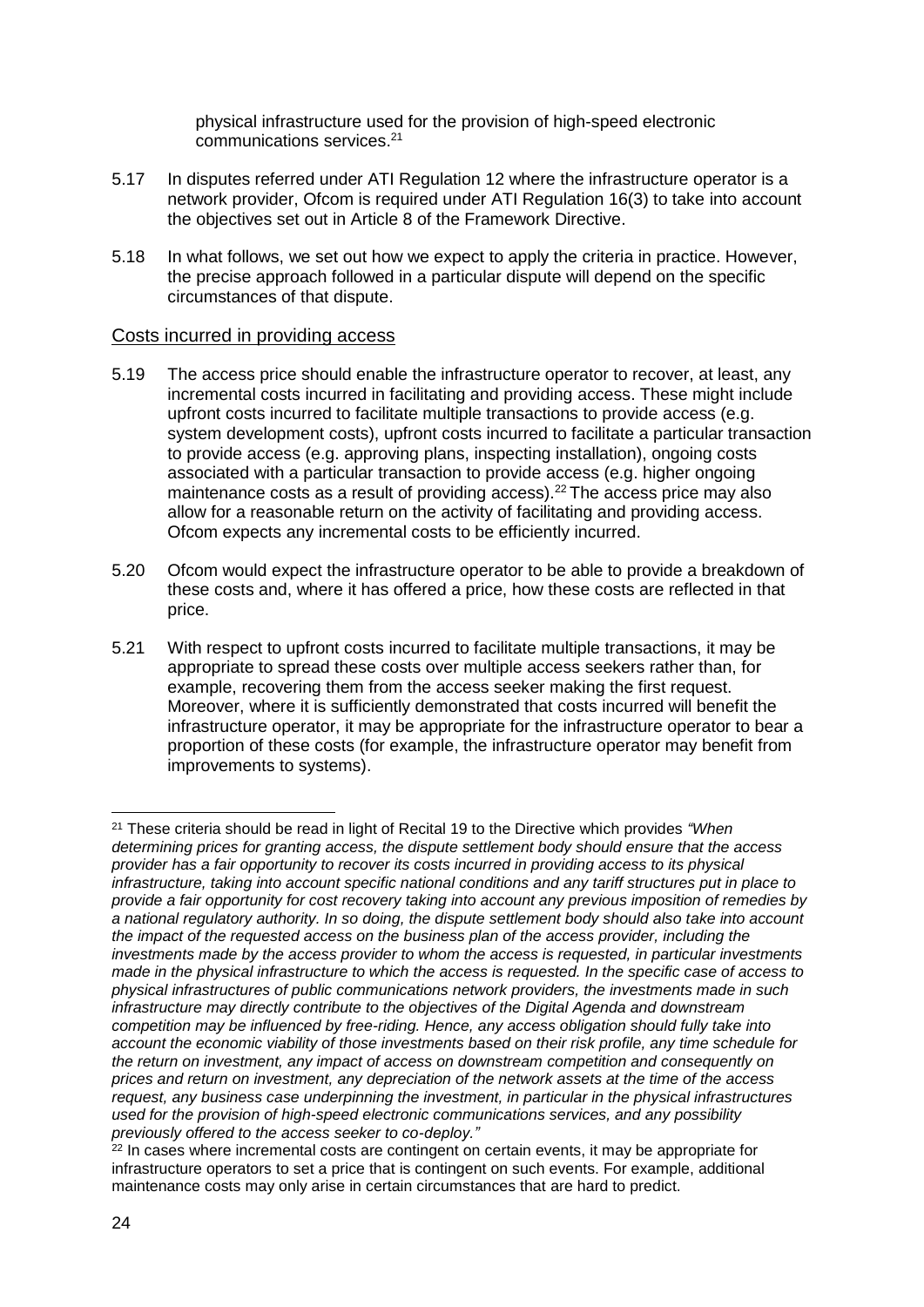physical infrastructure used for the provision of high-speed electronic communications services.[21]

5.17 In disputes referred under ATI Regulation 12 where the infrastructure operator is a network provider, Ofcom is required under ATI Regulation 16(3) to take into account the objectives set out in Article 8 of the Framework Directive.

5.18 In what follows, we set out how we expect to apply the criteria in practice. However, the precise approach followed in a particular dispute will depend on the specific circumstances of that dispute.

## Costs incurred in providing access

5.19 The access price should enable the infrastructure operator to recover, at least, any incremental costs incurred in facilitating and providing access. These might include upfront costs incurred to facilitate multiple transactions to provide access (e.g. system development costs), upfront costs incurred to facilitate a particular transaction to provide access (e.g. approving plans, inspecting installation), ongoing costs associated with a particular transaction to provide access (e.g. higher ongoing maintenance costs as a result of providing access).[22] The access price may also allow for a reasonable return on the activity of facilitating and providing access. Ofcom expects any incremental costs to be efficiently incurred.

5.20 Ofcom would expect the infrastructure operator to be able to provide a breakdown of these costs and, where it has offered a price, how these costs are reflected in that price.

5.21 With respect to upfront costs incurred to facilitate multiple transactions, it may be appropriate to spread these costs over multiple access seekers rather than, for example, recovering them from the access seeker making the first request. Moreover, where it is sufficiently demonstrated that costs incurred will benefit the infrastructure operator, it may be appropriate for the infrastructure operator to bear a proportion of these costs (for example, the infrastructure operator may benefit from improvements to systems).

---

[21] These criteria should be read in light of Recital 19 to the Directive which provides *"When determining prices for granting access, the dispute settlement body should ensure that the access provider has a fair opportunity to recover its costs incurred in providing access to its physical infrastructure, taking into account specific national conditions and any tariff structures put in place to provide a fair opportunity for cost recovery taking into account any previous imposition of remedies by a national regulatory authority. In so doing, the dispute settlement body should also take into account the impact of the requested access on the business plan of the access provider, including the investments made by the access provider to whom the access is requested, in particular investments made in the physical infrastructure to which the access is requested. In the specific case of access to physical infrastructures of public communications network providers, the investments made in such infrastructure may directly contribute to the objectives of the Digital Agenda and downstream competition may be influenced by free-riding. Hence, any access obligation should fully take into account the economic viability of those investments based on their risk profile, any time schedule for the return on investment, any impact of access on downstream competition and consequently on prices and return on investment, any depreciation of the network assets at the time of the access request, any business case underpinning the investment, in particular in the physical infrastructures used for the provision of high-speed electronic communications services, and any possibility previously offered to the access seeker to co-deploy."*

[22] In cases where incremental costs are contingent on certain events, it may be appropriate for infrastructure operators to set a price that is contingent on such events. For example, additional maintenance costs may only arise in certain circumstances that are hard to predict.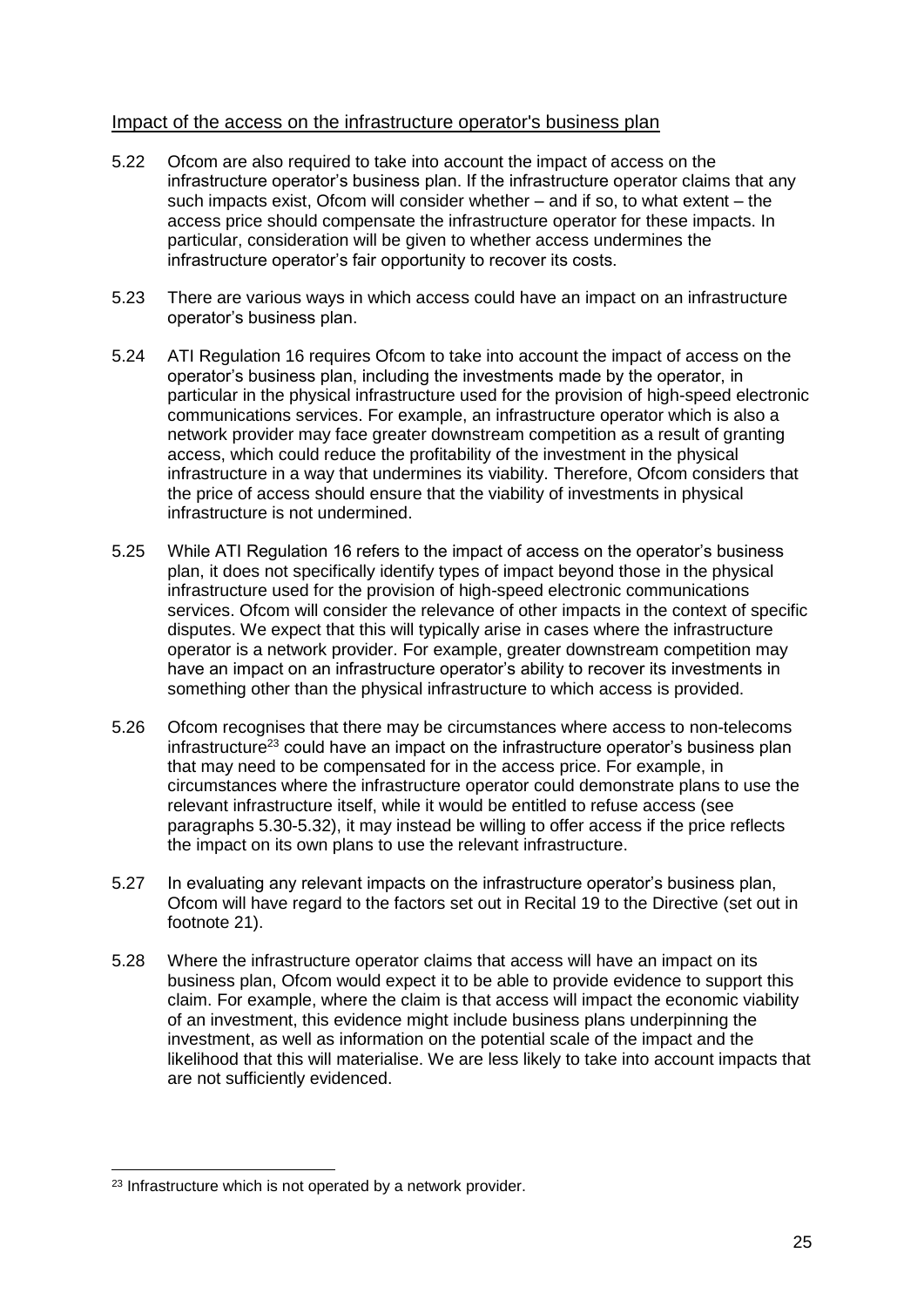## Impact of the access on the infrastructure operator's business plan

5.22 Ofcom are also required to take into account the impact of access on the infrastructure operator's business plan. If the infrastructure operator claims that any such impacts exist, Ofcom will consider whether – and if so, to what extent – the access price should compensate the infrastructure operator for these impacts. In particular, consideration will be given to whether access undermines the infrastructure operator's fair opportunity to recover its costs.

5.23 There are various ways in which access could have an impact on an infrastructure operator's business plan.

5.24 ATI Regulation 16 requires Ofcom to take into account the impact of access on the operator's business plan, including the investments made by the operator, in particular in the physical infrastructure used for the provision of high-speed electronic communications services. For example, an infrastructure operator which is also a network provider may face greater downstream competition as a result of granting access, which could reduce the profitability of the investment in the physical infrastructure in a way that undermines its viability. Therefore, Ofcom considers that the price of access should ensure that the viability of investments in physical infrastructure is not undermined.

5.25 While ATI Regulation 16 refers to the impact of access on the operator's business plan, it does not specifically identify types of impact beyond those in the physical infrastructure used for the provision of high-speed electronic communications services. Ofcom will consider the relevance of other impacts in the context of specific disputes. We expect that this will typically arise in cases where the infrastructure operator is a network provider. For example, greater downstream competition may have an impact on an infrastructure operator's ability to recover its investments in something other than the physical infrastructure to which access is provided.

5.26 Ofcom recognises that there may be circumstances where access to non-telecoms infrastructure[23] could have an impact on the infrastructure operator's business plan that may need to be compensated for in the access price. For example, in circumstances where the infrastructure operator could demonstrate plans to use the relevant infrastructure itself, while it would be entitled to refuse access (see paragraphs 5.30-5.32), it may instead be willing to offer access if the price reflects the impact on its own plans to use the relevant infrastructure.

5.27 In evaluating any relevant impacts on the infrastructure operator's business plan, Ofcom will have regard to the factors set out in Recital 19 to the Directive (set out in footnote 21).

5.28 Where the infrastructure operator claims that access will have an impact on its business plan, Ofcom would expect it to be able to provide evidence to support this claim. For example, where the claim is that access will impact the economic viability of an investment, this evidence might include business plans underpinning the investment, as well as information on the potential scale of the impact and the likelihood that this will materialise. We are less likely to take into account impacts that are not sufficiently evidenced.

---

[23] Infrastructure which is not operated by a network provider.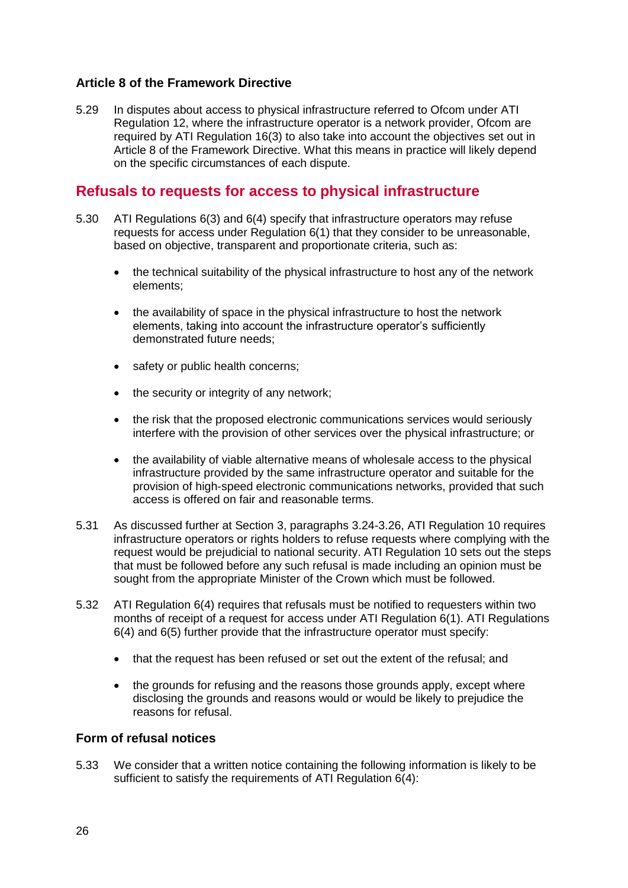### Article 8 of the Framework Directive

5.29 In disputes about access to physical infrastructure referred to Ofcom under ATI Regulation 12, where the infrastructure operator is a network provider, Ofcom are required by ATI Regulation 16(3) to also take into account the objectives set out in Article 8 of the Framework Directive. What this means in practice will likely depend on the specific circumstances of each dispute.

## Refusals to requests for access to physical infrastructure

5.30 ATI Regulations 6(3) and 6(4) specify that infrastructure operators may refuse requests for access under Regulation 6(1) that they consider to be unreasonable, based on objective, transparent and proportionate criteria, such as:

- the technical suitability of the physical infrastructure to host any of the network elements;
- the availability of space in the physical infrastructure to host the network elements, taking into account the infrastructure operator's sufficiently demonstrated future needs;
- safety or public health concerns;
- the security or integrity of any network;
- the risk that the proposed electronic communications services would seriously interfere with the provision of other services over the physical infrastructure; or
- the availability of viable alternative means of wholesale access to the physical infrastructure provided by the same infrastructure operator and suitable for the provision of high-speed electronic communications networks, provided that such access is offered on fair and reasonable terms.

5.31 As discussed further at Section 3, paragraphs 3.24-3.26, ATI Regulation 10 requires infrastructure operators or rights holders to refuse requests where complying with the request would be prejudicial to national security. ATI Regulation 10 sets out the steps that must be followed before any such refusal is made including an opinion must be sought from the appropriate Minister of the Crown which must be followed.

5.32 ATI Regulation 6(4) requires that refusals must be notified to requesters within two months of receipt of a request for access under ATI Regulation 6(1). ATI Regulations 6(4) and 6(5) further provide that the infrastructure operator must specify:

- that the request has been refused or set out the extent of the refusal; and
- the grounds for refusing and the reasons those grounds apply, except where disclosing the grounds and reasons would or would be likely to prejudice the reasons for refusal.

### Form of refusal notices

5.33 We consider that a written notice containing the following information is likely to be sufficient to satisfy the requirements of ATI Regulation 6(4):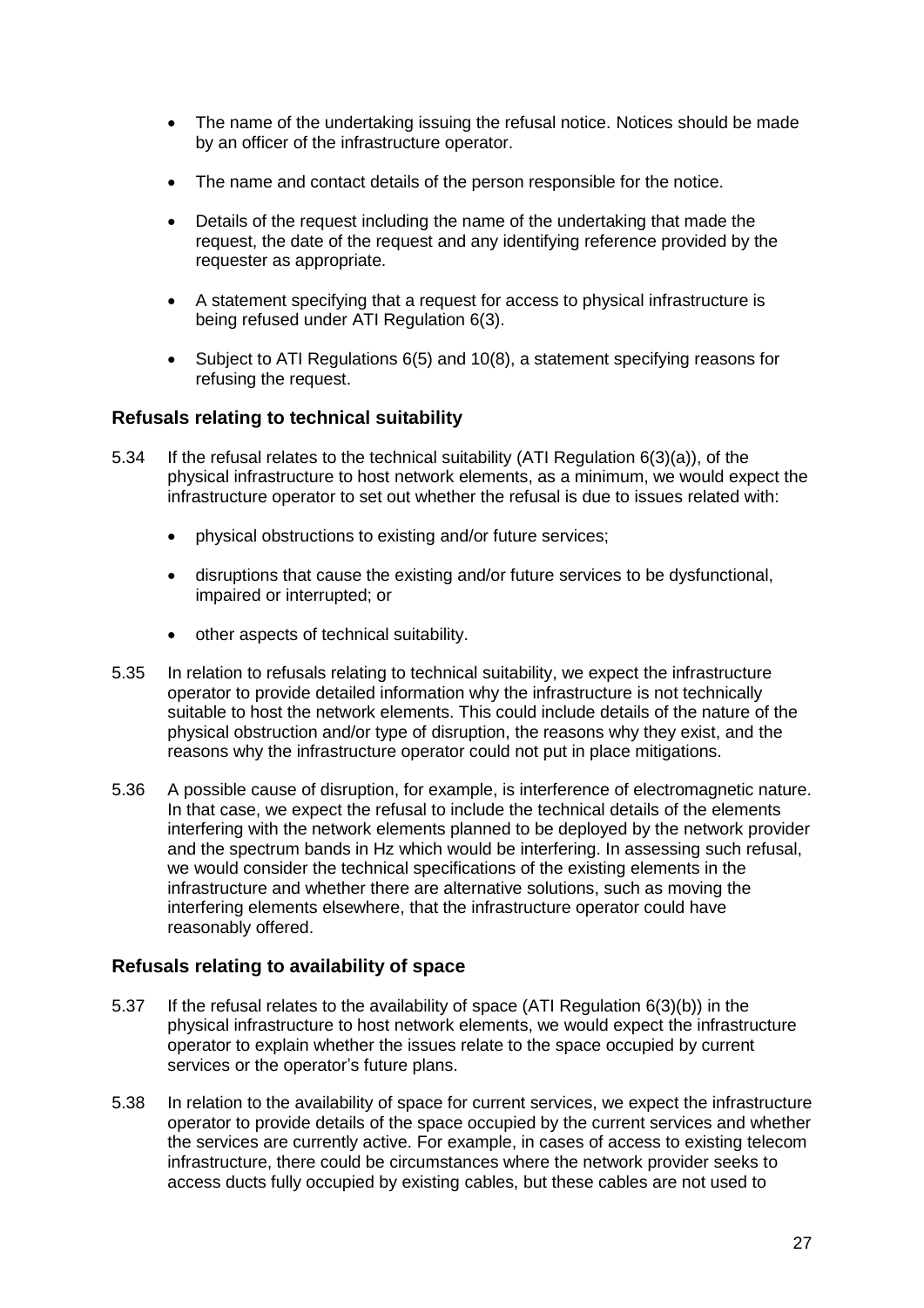- The name of the undertaking issuing the refusal notice. Notices should be made by an officer of the infrastructure operator.
- The name and contact details of the person responsible for the notice.
- Details of the request including the name of the undertaking that made the request, the date of the request and any identifying reference provided by the requester as appropriate.
- A statement specifying that a request for access to physical infrastructure is being refused under ATI Regulation 6(3).
- Subject to ATI Regulations 6(5) and 10(8), a statement specifying reasons for refusing the request.

### Refusals relating to technical suitability

5.34 If the refusal relates to the technical suitability (ATI Regulation 6(3)(a)), of the physical infrastructure to host network elements, as a minimum, we would expect the infrastructure operator to set out whether the refusal is due to issues related with:

- physical obstructions to existing and/or future services;
- disruptions that cause the existing and/or future services to be dysfunctional, impaired or interrupted; or
- other aspects of technical suitability.

5.35 In relation to refusals relating to technical suitability, we expect the infrastructure operator to provide detailed information why the infrastructure is not technically suitable to host the network elements. This could include details of the nature of the physical obstruction and/or type of disruption, the reasons why they exist, and the reasons why the infrastructure operator could not put in place mitigations.

5.36 A possible cause of disruption, for example, is interference of electromagnetic nature. In that case, we expect the refusal to include the technical details of the elements interfering with the network elements planned to be deployed by the network provider and the spectrum bands in Hz which would be interfering. In assessing such refusal, we would consider the technical specifications of the existing elements in the infrastructure and whether there are alternative solutions, such as moving the interfering elements elsewhere, that the infrastructure operator could have reasonably offered.

### Refusals relating to availability of space

5.37 If the refusal relates to the availability of space (ATI Regulation 6(3)(b)) in the physical infrastructure to host network elements, we would expect the infrastructure operator to explain whether the issues relate to the space occupied by current services or the operator's future plans.

5.38 In relation to the availability of space for current services, we expect the infrastructure operator to provide details of the space occupied by the current services and whether the services are currently active. For example, in cases of access to existing telecom infrastructure, there could be circumstances where the network provider seeks to access ducts fully occupied by existing cables, but these cables are not used to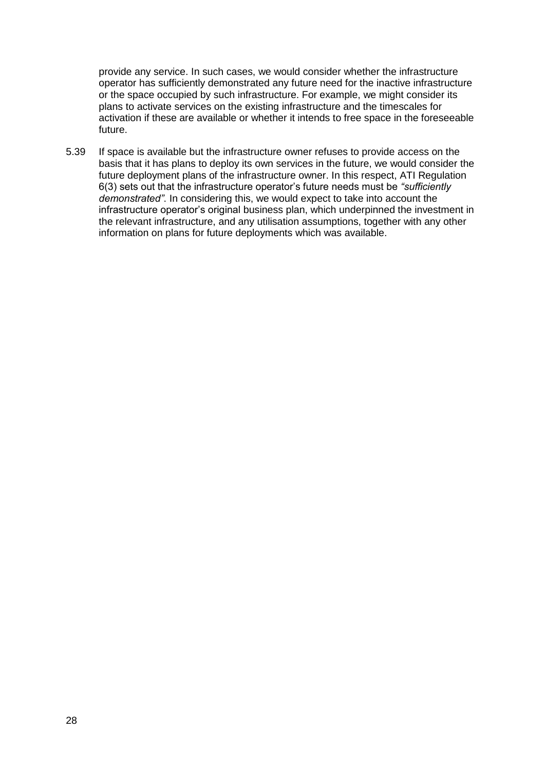provide any service. In such cases, we would consider whether the infrastructure operator has sufficiently demonstrated any future need for the inactive infrastructure or the space occupied by such infrastructure. For example, we might consider its plans to activate services on the existing infrastructure and the timescales for activation if these are available or whether it intends to free space in the foreseeable future.

5.39 If space is available but the infrastructure owner refuses to provide access on the basis that it has plans to deploy its own services in the future, we would consider the future deployment plans of the infrastructure owner. In this respect, ATI Regulation 6(3) sets out that the infrastructure operator's future needs must be *"sufficiently demonstrated".* In considering this, we would expect to take into account the infrastructure operator's original business plan, which underpinned the investment in the relevant infrastructure, and any utilisation assumptions, together with any other information on plans for future deployments which was available.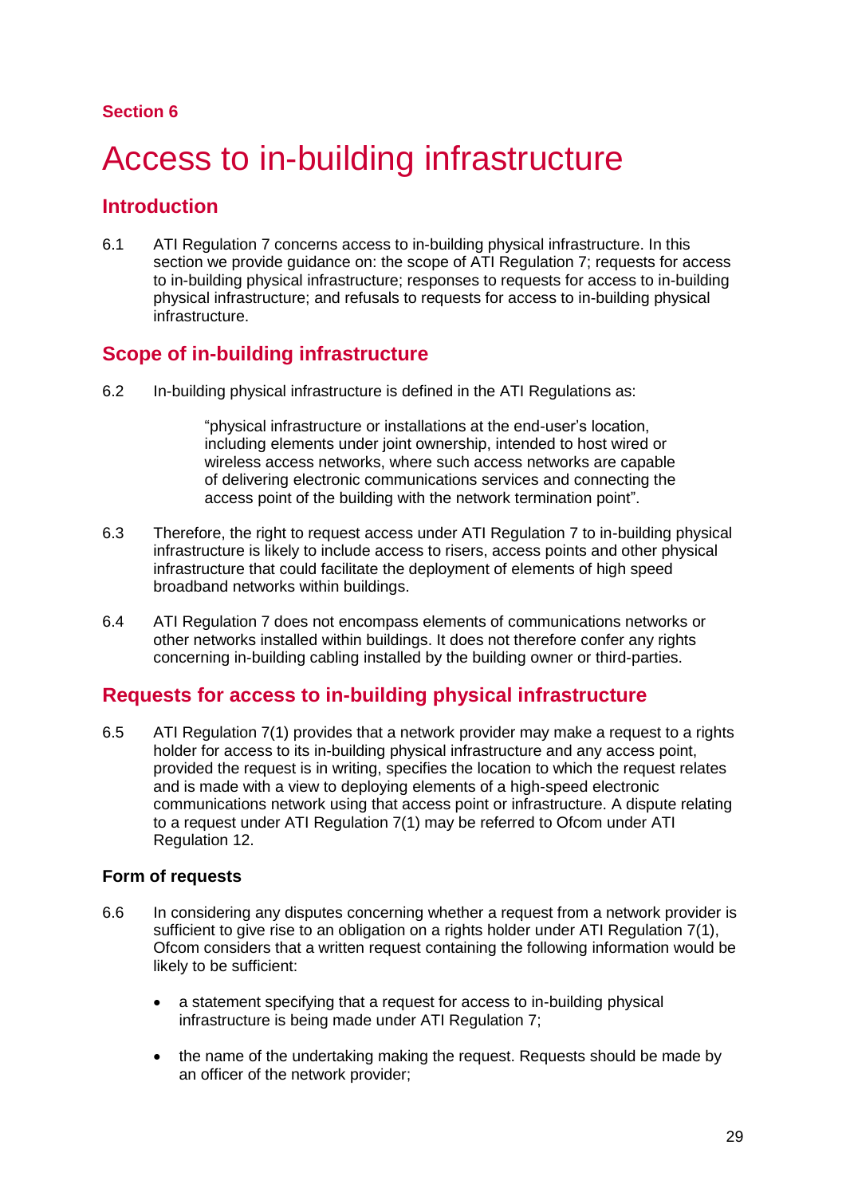## Section 6

# Access to in-building infrastructure

## Introduction

6.1 ATI Regulation 7 concerns access to in-building physical infrastructure. In this section we provide guidance on: the scope of ATI Regulation 7; requests for access to in-building physical infrastructure; responses to requests for access to in-building physical infrastructure; and refusals to requests for access to in-building physical infrastructure.

## Scope of in-building infrastructure

6.2 In-building physical infrastructure is defined in the ATI Regulations as:

> "physical infrastructure or installations at the end-user's location, including elements under joint ownership, intended to host wired or wireless access networks, where such access networks are capable of delivering electronic communications services and connecting the access point of the building with the network termination point".

6.3 Therefore, the right to request access under ATI Regulation 7 to in-building physical infrastructure is likely to include access to risers, access points and other physical infrastructure that could facilitate the deployment of elements of high speed broadband networks within buildings.

6.4 ATI Regulation 7 does not encompass elements of communications networks or other networks installed within buildings. It does not therefore confer any rights concerning in-building cabling installed by the building owner or third-parties.

## Requests for access to in-building physical infrastructure

6.5 ATI Regulation 7(1) provides that a network provider may make a request to a rights holder for access to its in-building physical infrastructure and any access point, provided the request is in writing, specifies the location to which the request relates and is made with a view to deploying elements of a high-speed electronic communications network using that access point or infrastructure. A dispute relating to a request under ATI Regulation 7(1) may be referred to Ofcom under ATI Regulation 12.

### Form of requests

6.6 In considering any disputes concerning whether a request from a network provider is sufficient to give rise to an obligation on a rights holder under ATI Regulation 7(1), Ofcom considers that a written request containing the following information would be likely to be sufficient:

- a statement specifying that a request for access to in-building physical infrastructure is being made under ATI Regulation 7;
- the name of the undertaking making the request. Requests should be made by an officer of the network provider;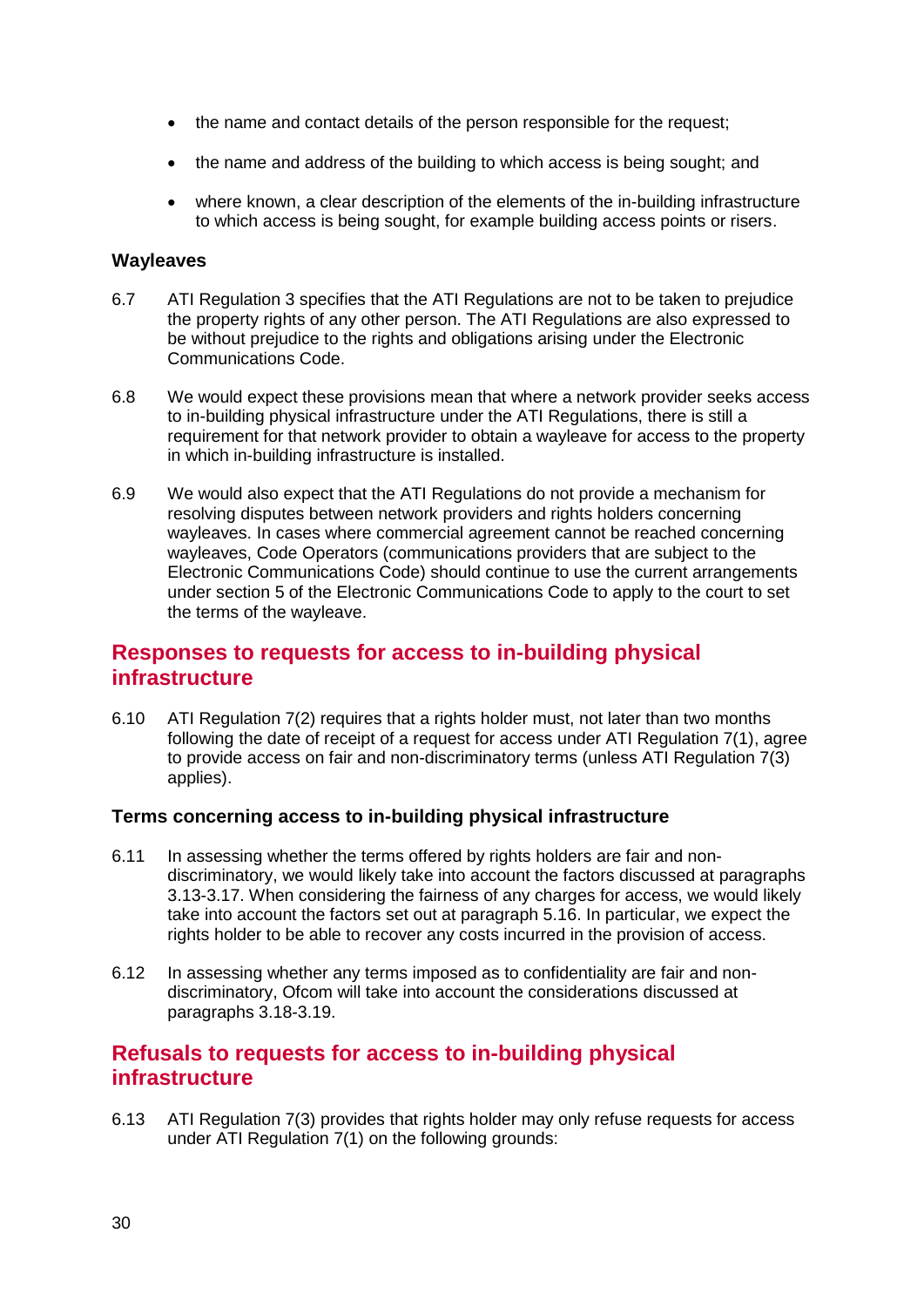- the name and contact details of the person responsible for the request;
- the name and address of the building to which access is being sought; and
- where known, a clear description of the elements of the in-building infrastructure to which access is being sought, for example building access points or risers.

### Wayleaves

6.7 ATI Regulation 3 specifies that the ATI Regulations are not to be taken to prejudice the property rights of any other person. The ATI Regulations are also expressed to be without prejudice to the rights and obligations arising under the Electronic Communications Code.

6.8 We would expect these provisions mean that where a network provider seeks access to in-building physical infrastructure under the ATI Regulations, there is still a requirement for that network provider to obtain a wayleave for access to the property in which in-building infrastructure is installed.

6.9 We would also expect that the ATI Regulations do not provide a mechanism for resolving disputes between network providers and rights holders concerning wayleaves. In cases where commercial agreement cannot be reached concerning wayleaves, Code Operators (communications providers that are subject to the Electronic Communications Code) should continue to use the current arrangements under section 5 of the Electronic Communications Code to apply to the court to set the terms of the wayleave.

## Responses to requests for access to in-building physical infrastructure

6.10 ATI Regulation 7(2) requires that a rights holder must, not later than two months following the date of receipt of a request for access under ATI Regulation 7(1), agree to provide access on fair and non-discriminatory terms (unless ATI Regulation 7(3) applies).

### Terms concerning access to in-building physical infrastructure

6.11 In assessing whether the terms offered by rights holders are fair and non-discriminatory, we would likely take into account the factors discussed at paragraphs 3.13-3.17. When considering the fairness of any charges for access, we would likely take into account the factors set out at paragraph 5.16. In particular, we expect the rights holder to be able to recover any costs incurred in the provision of access.

6.12 In assessing whether any terms imposed as to confidentiality are fair and non-discriminatory, Ofcom will take into account the considerations discussed at paragraphs 3.18-3.19.

## Refusals to requests for access to in-building physical infrastructure

6.13 ATI Regulation 7(3) provides that rights holder may only refuse requests for access under ATI Regulation 7(1) on the following grounds: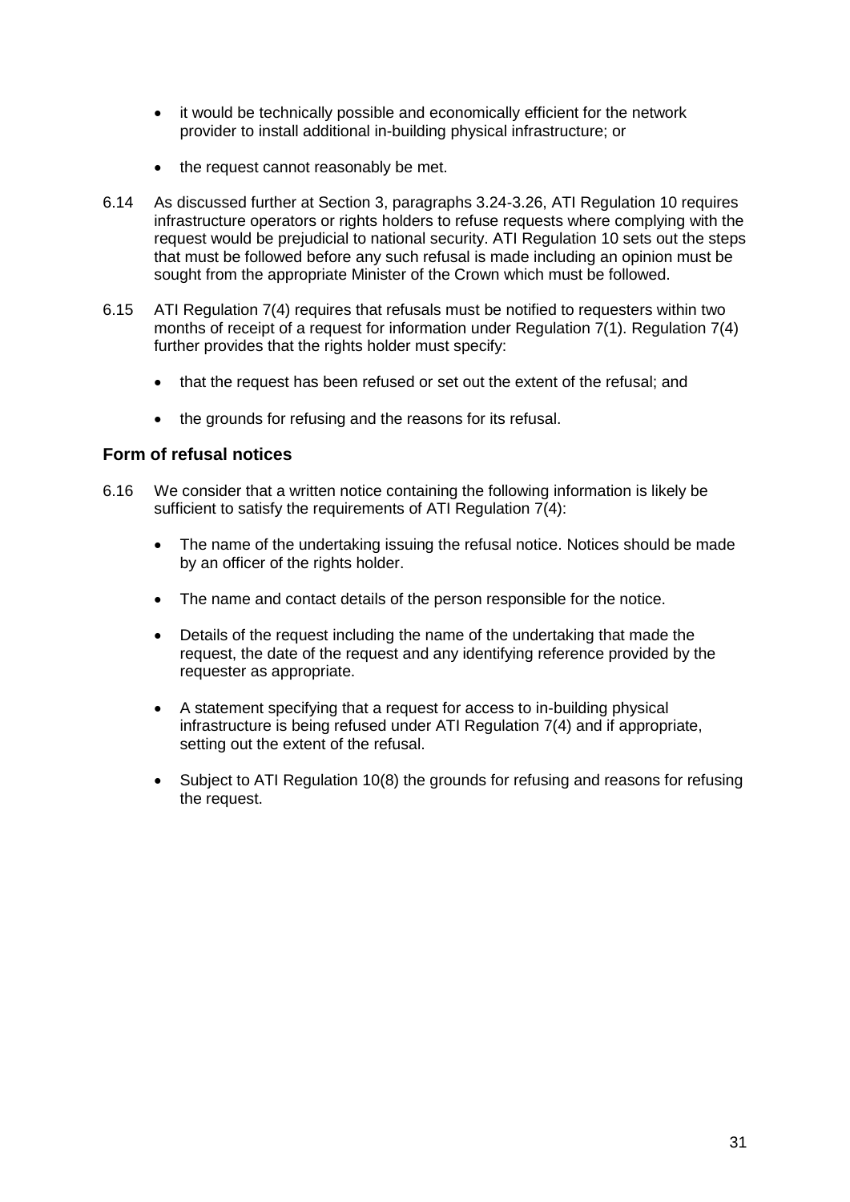- it would be technically possible and economically efficient for the network provider to install additional in-building physical infrastructure; or
- the request cannot reasonably be met.

6.14 As discussed further at Section 3, paragraphs 3.24-3.26, ATI Regulation 10 requires infrastructure operators or rights holders to refuse requests where complying with the request would be prejudicial to national security. ATI Regulation 10 sets out the steps that must be followed before any such refusal is made including an opinion must be sought from the appropriate Minister of the Crown which must be followed.

6.15 ATI Regulation 7(4) requires that refusals must be notified to requesters within two months of receipt of a request for information under Regulation 7(1). Regulation 7(4) further provides that the rights holder must specify:

- that the request has been refused or set out the extent of the refusal; and
- the grounds for refusing and the reasons for its refusal.

### Form of refusal notices

6.16 We consider that a written notice containing the following information is likely be sufficient to satisfy the requirements of ATI Regulation 7(4):

- The name of the undertaking issuing the refusal notice. Notices should be made by an officer of the rights holder.
- The name and contact details of the person responsible for the notice.
- Details of the request including the name of the undertaking that made the request, the date of the request and any identifying reference provided by the requester as appropriate.
- A statement specifying that a request for access to in-building physical infrastructure is being refused under ATI Regulation 7(4) and if appropriate, setting out the extent of the refusal.
- Subject to ATI Regulation 10(8) the grounds for refusing and reasons for refusing the request.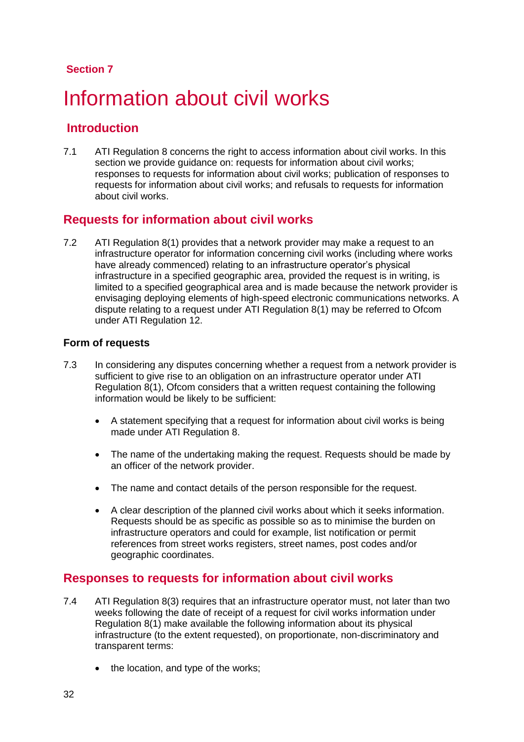Section 7

# Information about civil works

## Introduction

7.1 ATI Regulation 8 concerns the right to access information about civil works. In this section we provide guidance on: requests for information about civil works; responses to requests for information about civil works; publication of responses to requests for information about civil works; and refusals to requests for information about civil works.

## Requests for information about civil works

7.2 ATI Regulation 8(1) provides that a network provider may make a request to an infrastructure operator for information concerning civil works (including where works have already commenced) relating to an infrastructure operator's physical infrastructure in a specified geographic area, provided the request is in writing, is limited to a specified geographical area and is made because the network provider is envisaging deploying elements of high-speed electronic communications networks. A dispute relating to a request under ATI Regulation 8(1) may be referred to Ofcom under ATI Regulation 12.

### Form of requests

7.3 In considering any disputes concerning whether a request from a network provider is sufficient to give rise to an obligation on an infrastructure operator under ATI Regulation 8(1), Ofcom considers that a written request containing the following information would be likely to be sufficient:

- A statement specifying that a request for information about civil works is being made under ATI Regulation 8.
- The name of the undertaking making the request. Requests should be made by an officer of the network provider.
- The name and contact details of the person responsible for the request.
- A clear description of the planned civil works about which it seeks information. Requests should be as specific as possible so as to minimise the burden on infrastructure operators and could for example, list notification or permit references from street works registers, street names, post codes and/or geographic coordinates.

## Responses to requests for information about civil works

7.4 ATI Regulation 8(3) requires that an infrastructure operator must, not later than two weeks following the date of receipt of a request for civil works information under Regulation 8(1) make available the following information about its physical infrastructure (to the extent requested), on proportionate, non-discriminatory and transparent terms:

- the location, and type of the works;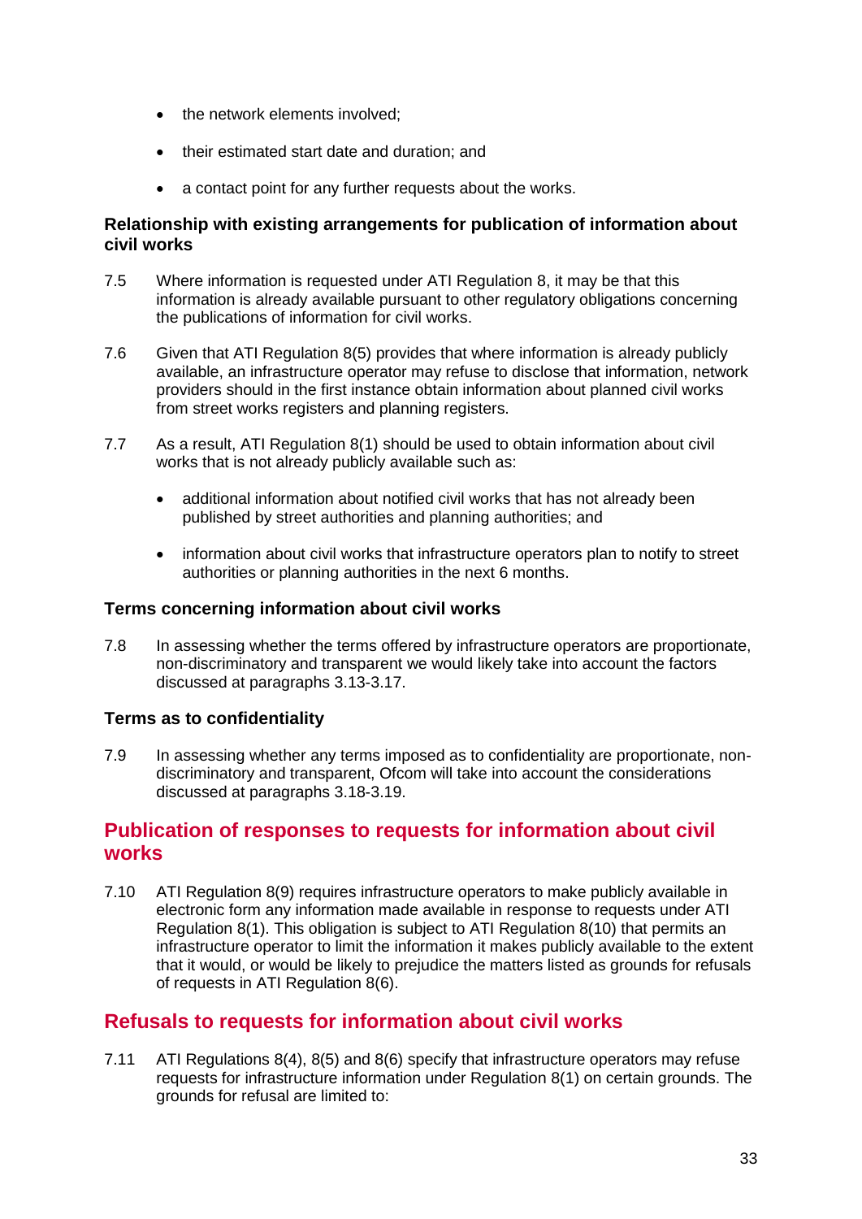- the network elements involved;
- their estimated start date and duration; and
- a contact point for any further requests about the works.

### Relationship with existing arrangements for publication of information about civil works

7.5 Where information is requested under ATI Regulation 8, it may be that this information is already available pursuant to other regulatory obligations concerning the publications of information for civil works.

7.6 Given that ATI Regulation 8(5) provides that where information is already publicly available, an infrastructure operator may refuse to disclose that information, network providers should in the first instance obtain information about planned civil works from street works registers and planning registers.

7.7 As a result, ATI Regulation 8(1) should be used to obtain information about civil works that is not already publicly available such as:

- additional information about notified civil works that has not already been published by street authorities and planning authorities; and
- information about civil works that infrastructure operators plan to notify to street authorities or planning authorities in the next 6 months.

### Terms concerning information about civil works

7.8 In assessing whether the terms offered by infrastructure operators are proportionate, non-discriminatory and transparent we would likely take into account the factors discussed at paragraphs 3.13-3.17.

### Terms as to confidentiality

7.9 In assessing whether any terms imposed as to confidentiality are proportionate, non-discriminatory and transparent, Ofcom will take into account the considerations discussed at paragraphs 3.18-3.19.

## Publication of responses to requests for information about civil works

7.10 ATI Regulation 8(9) requires infrastructure operators to make publicly available in electronic form any information made available in response to requests under ATI Regulation 8(1). This obligation is subject to ATI Regulation 8(10) that permits an infrastructure operator to limit the information it makes publicly available to the extent that it would, or would be likely to prejudice the matters listed as grounds for refusals of requests in ATI Regulation 8(6).

## Refusals to requests for information about civil works

7.11 ATI Regulations 8(4), 8(5) and 8(6) specify that infrastructure operators may refuse requests for infrastructure information under Regulation 8(1) on certain grounds. The grounds for refusal are limited to: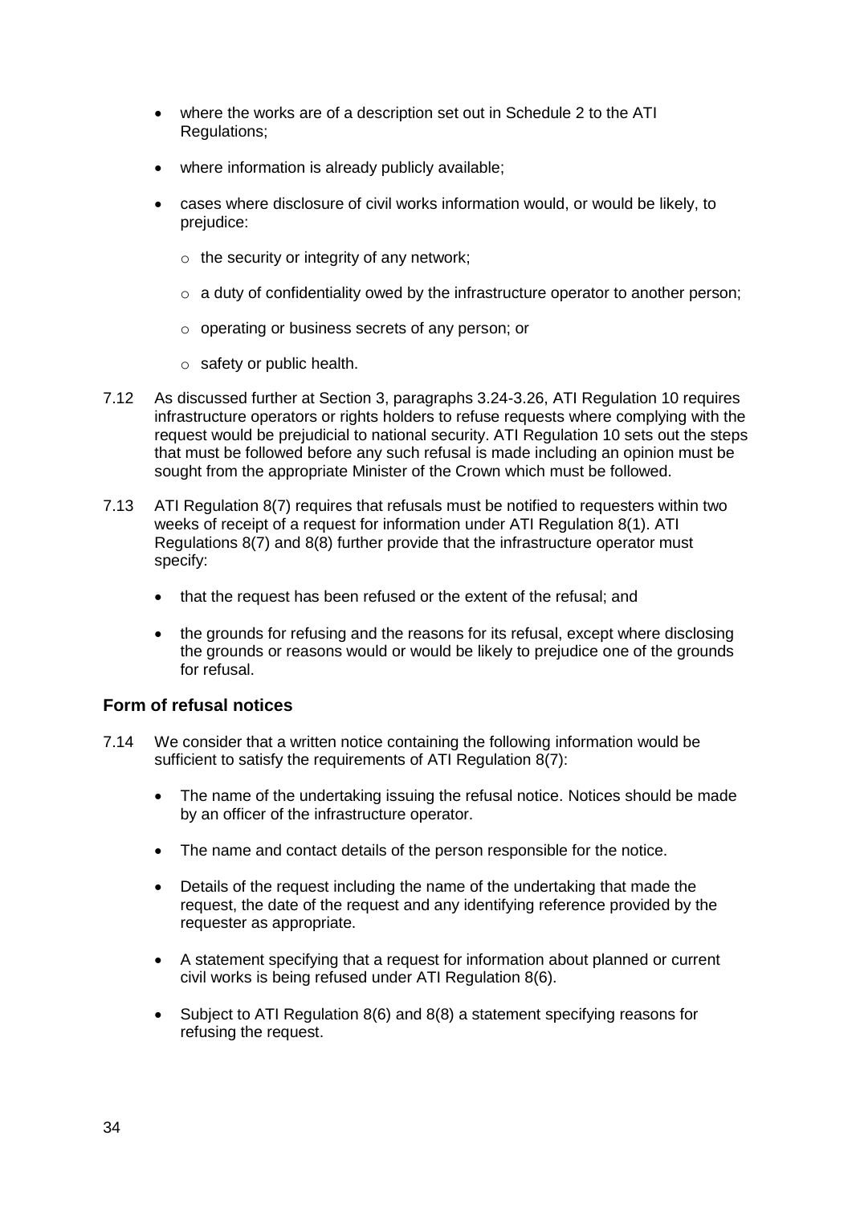- where the works are of a description set out in Schedule 2 to the ATI Regulations;
- where information is already publicly available;
- cases where disclosure of civil works information would, or would be likely, to prejudice:
  - the security or integrity of any network;
  - a duty of confidentiality owed by the infrastructure operator to another person;
  - operating or business secrets of any person; or
  - safety or public health.

7.12 As discussed further at Section 3, paragraphs 3.24-3.26, ATI Regulation 10 requires infrastructure operators or rights holders to refuse requests where complying with the request would be prejudicial to national security. ATI Regulation 10 sets out the steps that must be followed before any such refusal is made including an opinion must be sought from the appropriate Minister of the Crown which must be followed.

7.13 ATI Regulation 8(7) requires that refusals must be notified to requesters within two weeks of receipt of a request for information under ATI Regulation 8(1). ATI Regulations 8(7) and 8(8) further provide that the infrastructure operator must specify:

- that the request has been refused or the extent of the refusal; and
- the grounds for refusing and the reasons for its refusal, except where disclosing the grounds or reasons would or would be likely to prejudice one of the grounds for refusal.

### Form of refusal notices

7.14 We consider that a written notice containing the following information would be sufficient to satisfy the requirements of ATI Regulation 8(7):

- The name of the undertaking issuing the refusal notice. Notices should be made by an officer of the infrastructure operator.
- The name and contact details of the person responsible for the notice.
- Details of the request including the name of the undertaking that made the request, the date of the request and any identifying reference provided by the requester as appropriate.
- A statement specifying that a request for information about planned or current civil works is being refused under ATI Regulation 8(6).
- Subject to ATI Regulation 8(6) and 8(8) a statement specifying reasons for refusing the request.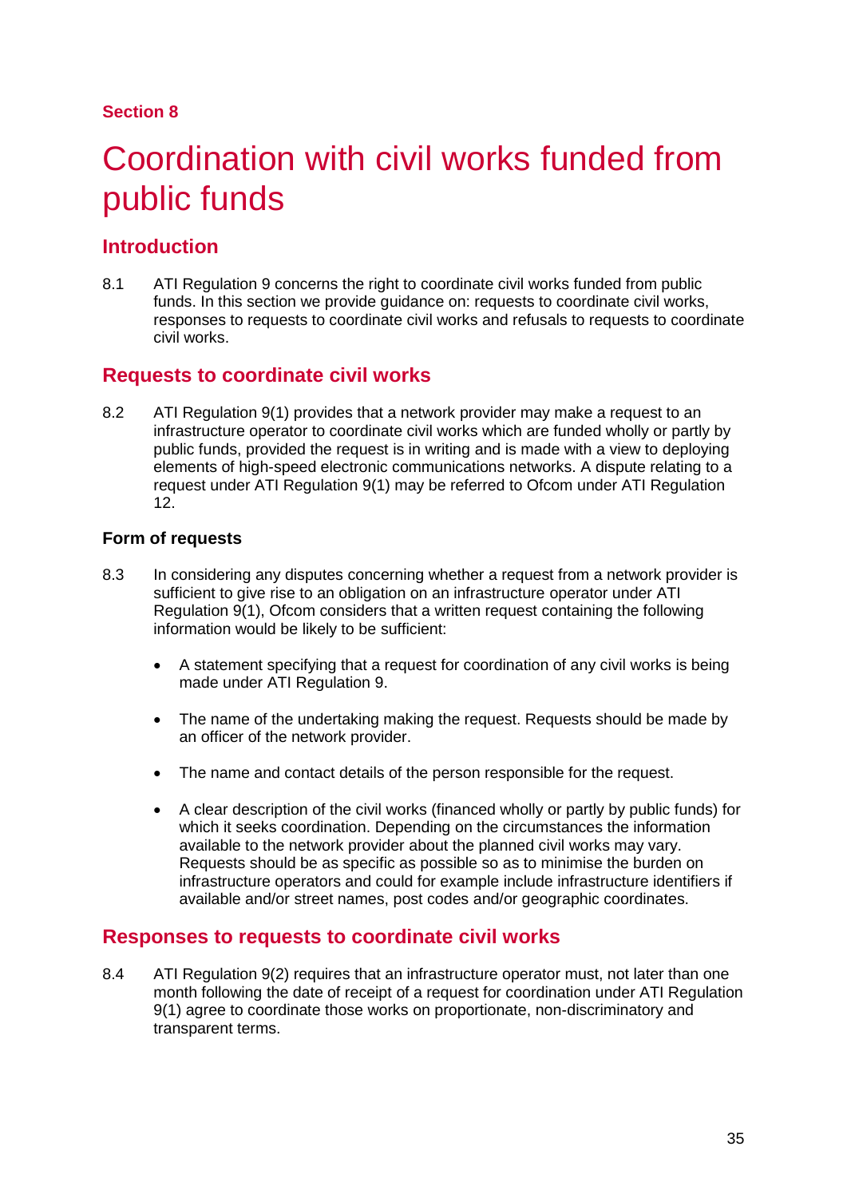Section 8

# Coordination with civil works funded from public funds

## Introduction

8.1 ATI Regulation 9 concerns the right to coordinate civil works funded from public funds. In this section we provide guidance on: requests to coordinate civil works, responses to requests to coordinate civil works and refusals to requests to coordinate civil works.

## Requests to coordinate civil works

8.2 ATI Regulation 9(1) provides that a network provider may make a request to an infrastructure operator to coordinate civil works which are funded wholly or partly by public funds, provided the request is in writing and is made with a view to deploying elements of high-speed electronic communications networks. A dispute relating to a request under ATI Regulation 9(1) may be referred to Ofcom under ATI Regulation 12.

### Form of requests

8.3 In considering any disputes concerning whether a request from a network provider is sufficient to give rise to an obligation on an infrastructure operator under ATI Regulation 9(1), Ofcom considers that a written request containing the following information would be likely to be sufficient:

- A statement specifying that a request for coordination of any civil works is being made under ATI Regulation 9.
- The name of the undertaking making the request. Requests should be made by an officer of the network provider.
- The name and contact details of the person responsible for the request.
- A clear description of the civil works (financed wholly or partly by public funds) for which it seeks coordination. Depending on the circumstances the information available to the network provider about the planned civil works may vary. Requests should be as specific as possible so as to minimise the burden on infrastructure operators and could for example include infrastructure identifiers if available and/or street names, post codes and/or geographic coordinates.

## Responses to requests to coordinate civil works

8.4 ATI Regulation 9(2) requires that an infrastructure operator must, not later than one month following the date of receipt of a request for coordination under ATI Regulation 9(1) agree to coordinate those works on proportionate, non-discriminatory and transparent terms.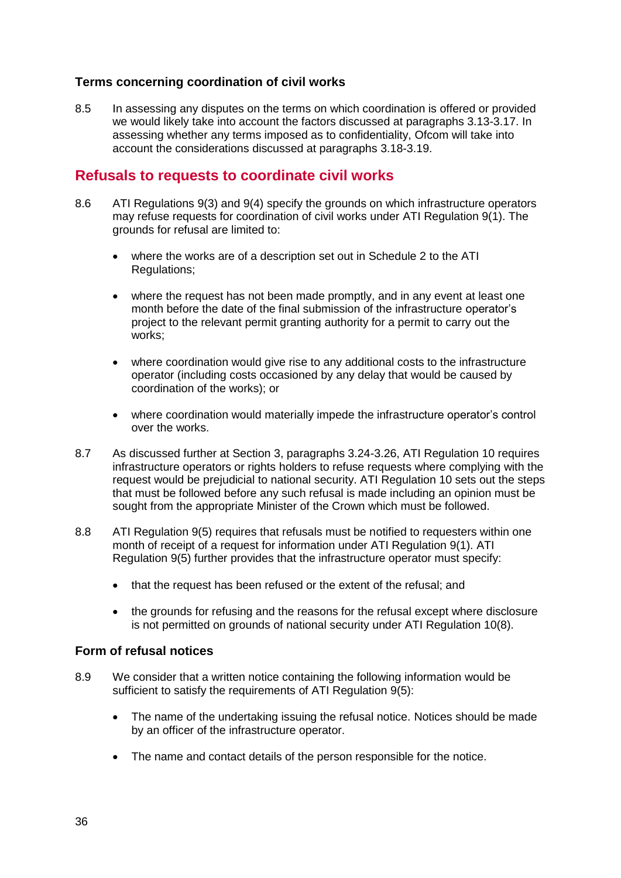### Terms concerning coordination of civil works

8.5 In assessing any disputes on the terms on which coordination is offered or provided we would likely take into account the factors discussed at paragraphs 3.13-3.17. In assessing whether any terms imposed as to confidentiality, Ofcom will take into account the considerations discussed at paragraphs 3.18-3.19.

## Refusals to requests to coordinate civil works

8.6 ATI Regulations 9(3) and 9(4) specify the grounds on which infrastructure operators may refuse requests for coordination of civil works under ATI Regulation 9(1). The grounds for refusal are limited to:

- where the works are of a description set out in Schedule 2 to the ATI Regulations;
- where the request has not been made promptly, and in any event at least one month before the date of the final submission of the infrastructure operator's project to the relevant permit granting authority for a permit to carry out the works;
- where coordination would give rise to any additional costs to the infrastructure operator (including costs occasioned by any delay that would be caused by coordination of the works); or
- where coordination would materially impede the infrastructure operator's control over the works.

8.7 As discussed further at Section 3, paragraphs 3.24-3.26, ATI Regulation 10 requires infrastructure operators or rights holders to refuse requests where complying with the request would be prejudicial to national security. ATI Regulation 10 sets out the steps that must be followed before any such refusal is made including an opinion must be sought from the appropriate Minister of the Crown which must be followed.

8.8 ATI Regulation 9(5) requires that refusals must be notified to requesters within one month of receipt of a request for information under ATI Regulation 9(1). ATI Regulation 9(5) further provides that the infrastructure operator must specify:

- that the request has been refused or the extent of the refusal; and
- the grounds for refusing and the reasons for the refusal except where disclosure is not permitted on grounds of national security under ATI Regulation 10(8).

### Form of refusal notices

8.9 We consider that a written notice containing the following information would be sufficient to satisfy the requirements of ATI Regulation 9(5):

- The name of the undertaking issuing the refusal notice. Notices should be made by an officer of the infrastructure operator.
- The name and contact details of the person responsible for the notice.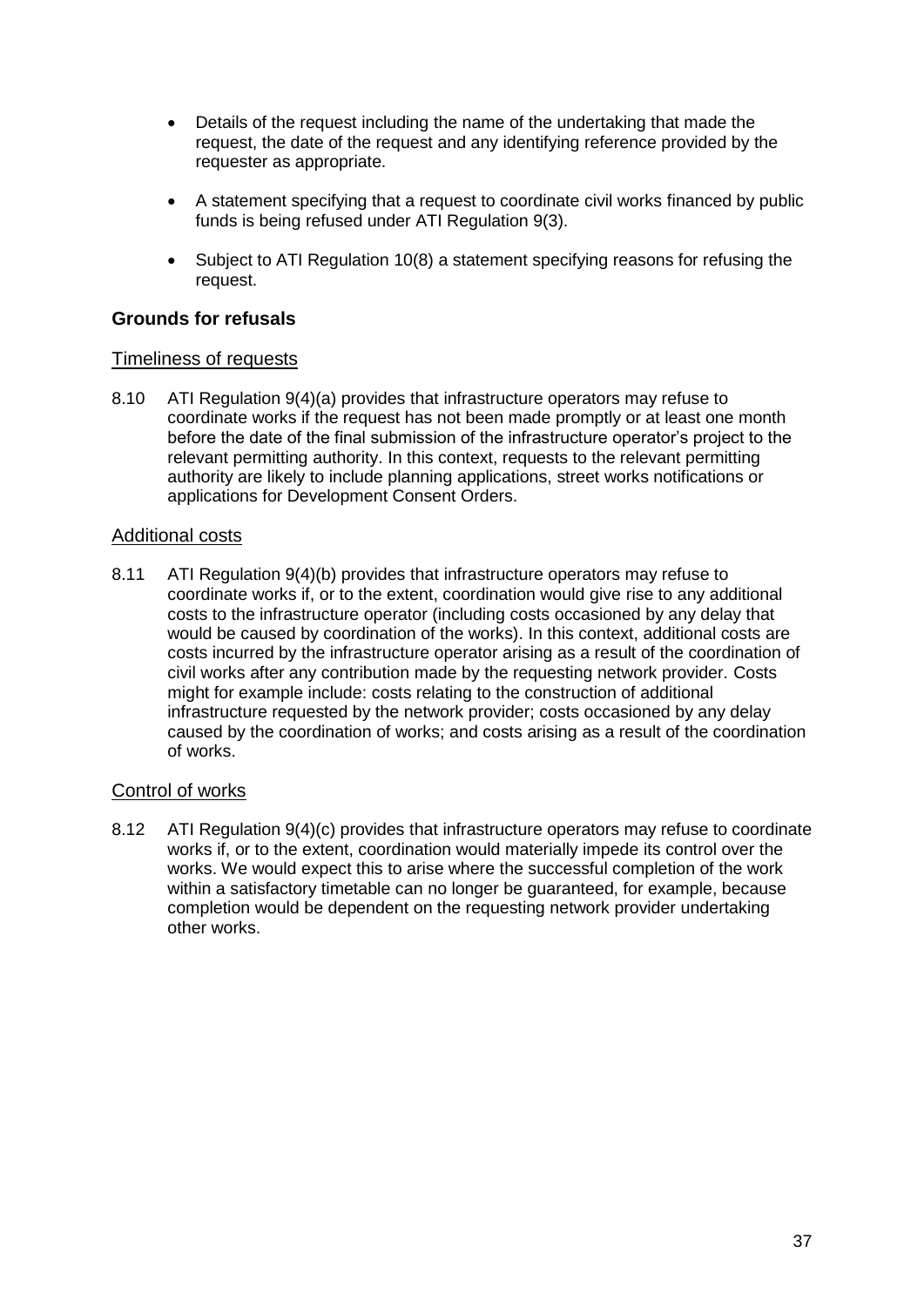- Details of the request including the name of the undertaking that made the request, the date of the request and any identifying reference provided by the requester as appropriate.

- A statement specifying that a request to coordinate civil works financed by public funds is being refused under ATI Regulation 9(3).

- Subject to ATI Regulation 10(8) a statement specifying reasons for refusing the request.

### Grounds for refusals

#### Timeliness of requests

8.10 ATI Regulation 9(4)(a) provides that infrastructure operators may refuse to coordinate works if the request has not been made promptly or at least one month before the date of the final submission of the infrastructure operator's project to the relevant permitting authority. In this context, requests to the relevant permitting authority are likely to include planning applications, street works notifications or applications for Development Consent Orders.

#### Additional costs

8.11 ATI Regulation 9(4)(b) provides that infrastructure operators may refuse to coordinate works if, or to the extent, coordination would give rise to any additional costs to the infrastructure operator (including costs occasioned by any delay that would be caused by coordination of the works). In this context, additional costs are costs incurred by the infrastructure operator arising as a result of the coordination of civil works after any contribution made by the requesting network provider. Costs might for example include: costs relating to the construction of additional infrastructure requested by the network provider; costs occasioned by any delay caused by the coordination of works; and costs arising as a result of the coordination of works.

#### Control of works

8.12 ATI Regulation 9(4)(c) provides that infrastructure operators may refuse to coordinate works if, or to the extent, coordination would materially impede its control over the works. We would expect this to arise where the successful completion of the work within a satisfactory timetable can no longer be guaranteed, for example, because completion would be dependent on the requesting network provider undertaking other works.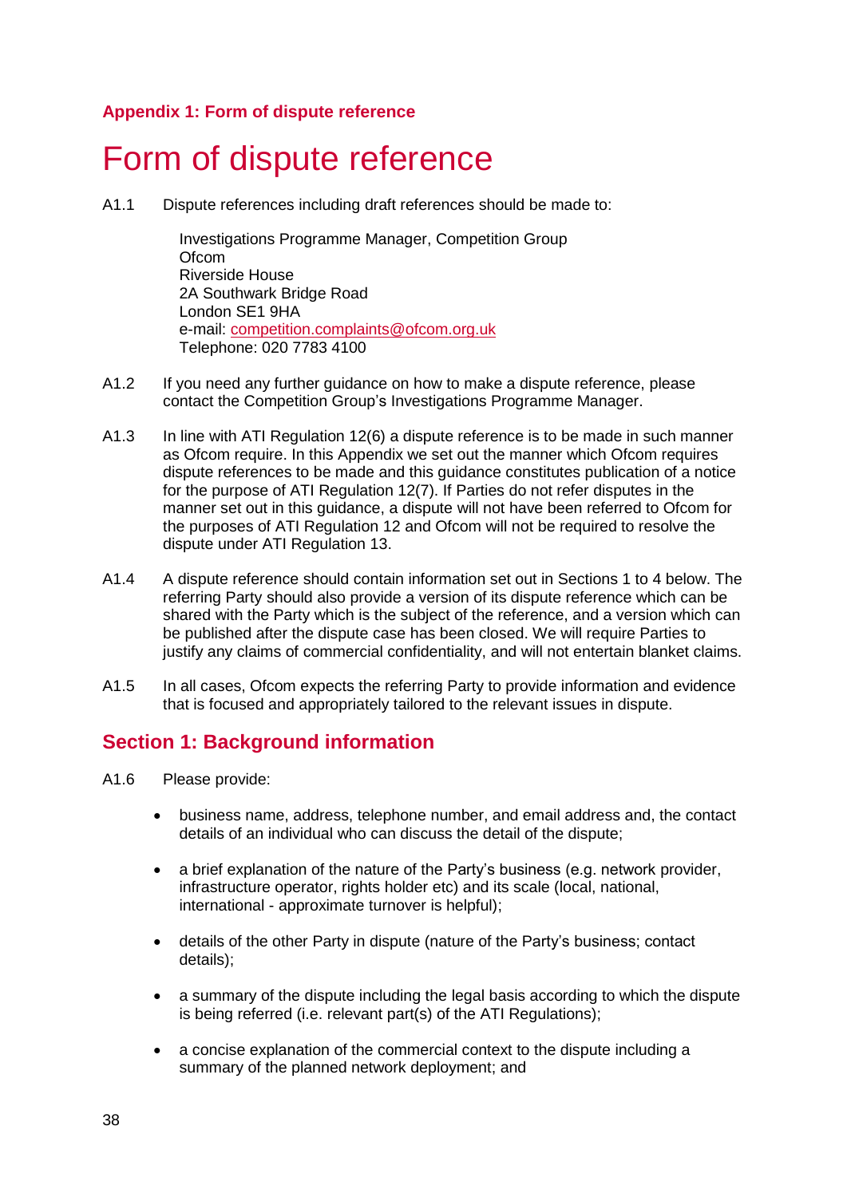### Appendix 1: Form of dispute reference

# Form of dispute reference

A1.1 Dispute references including draft references should be made to:

Investigations Programme Manager, Competition Group
Ofcom
Riverside House
2A Southwark Bridge Road
London SE1 9HA
e-mail: competition.complaints@ofcom.org.uk
Telephone: 020 7783 4100

A1.2 If you need any further guidance on how to make a dispute reference, please contact the Competition Group's Investigations Programme Manager.

A1.3 In line with ATI Regulation 12(6) a dispute reference is to be made in such manner as Ofcom require. In this Appendix we set out the manner which Ofcom requires dispute references to be made and this guidance constitutes publication of a notice for the purpose of ATI Regulation 12(7). If Parties do not refer disputes in the manner set out in this guidance, a dispute will not have been referred to Ofcom for the purposes of ATI Regulation 12 and Ofcom will not be required to resolve the dispute under ATI Regulation 13.

A1.4 A dispute reference should contain information set out in Sections 1 to 4 below. The referring Party should also provide a version of its dispute reference which can be shared with the Party which is the subject of the reference, and a version which can be published after the dispute case has been closed. We will require Parties to justify any claims of commercial confidentiality, and will not entertain blanket claims.

A1.5 In all cases, Ofcom expects the referring Party to provide information and evidence that is focused and appropriately tailored to the relevant issues in dispute.

## Section 1: Background information

A1.6 Please provide:

- business name, address, telephone number, and email address and, the contact details of an individual who can discuss the detail of the dispute;
- a brief explanation of the nature of the Party's business (e.g. network provider, infrastructure operator, rights holder etc) and its scale (local, national, international - approximate turnover is helpful);
- details of the other Party in dispute (nature of the Party's business; contact details);
- a summary of the dispute including the legal basis according to which the dispute is being referred (i.e. relevant part(s) of the ATI Regulations);
- a concise explanation of the commercial context to the dispute including a summary of the planned network deployment; and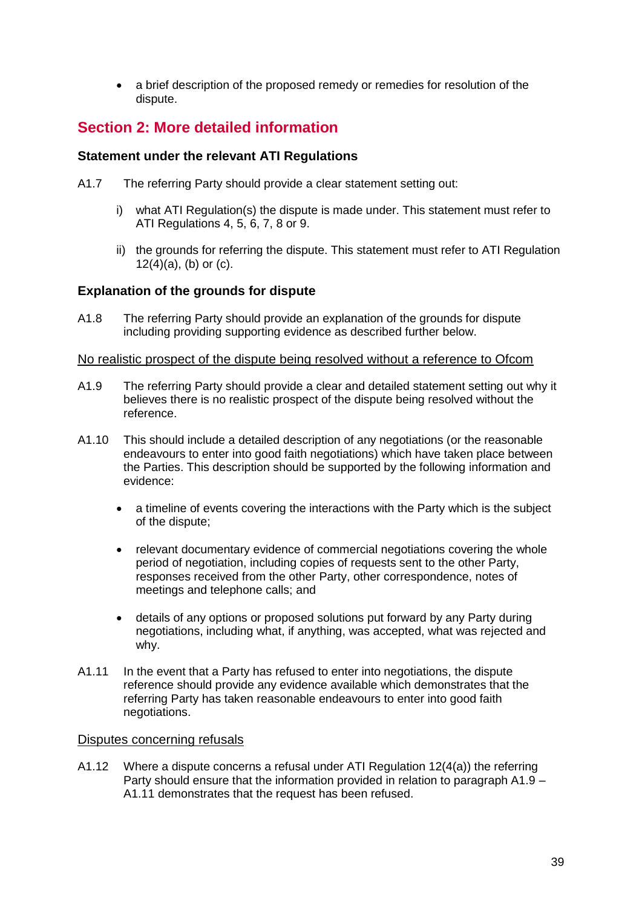- a brief description of the proposed remedy or remedies for resolution of the dispute.

## Section 2: More detailed information

### Statement under the relevant ATI Regulations

A1.7 The referring Party should provide a clear statement setting out:

i) what ATI Regulation(s) the dispute is made under. This statement must refer to ATI Regulations 4, 5, 6, 7, 8 or 9.

ii) the grounds for referring the dispute. This statement must refer to ATI Regulation 12(4)(a), (b) or (c).

### Explanation of the grounds for dispute

A1.8 The referring Party should provide an explanation of the grounds for dispute including providing supporting evidence as described further below.

No realistic prospect of the dispute being resolved without a reference to Ofcom

A1.9 The referring Party should provide a clear and detailed statement setting out why it believes there is no realistic prospect of the dispute being resolved without the reference.

A1.10 This should include a detailed description of any negotiations (or the reasonable endeavours to enter into good faith negotiations) which have taken place between the Parties. This description should be supported by the following information and evidence:

- a timeline of events covering the interactions with the Party which is the subject of the dispute;
- relevant documentary evidence of commercial negotiations covering the whole period of negotiation, including copies of requests sent to the other Party, responses received from the other Party, other correspondence, notes of meetings and telephone calls; and
- details of any options or proposed solutions put forward by any Party during negotiations, including what, if anything, was accepted, what was rejected and why.

A1.11 In the event that a Party has refused to enter into negotiations, the dispute reference should provide any evidence available which demonstrates that the referring Party has taken reasonable endeavours to enter into good faith negotiations.

Disputes concerning refusals

A1.12 Where a dispute concerns a refusal under ATI Regulation 12(4(a)) the referring Party should ensure that the information provided in relation to paragraph A1.9 – A1.11 demonstrates that the request has been refused.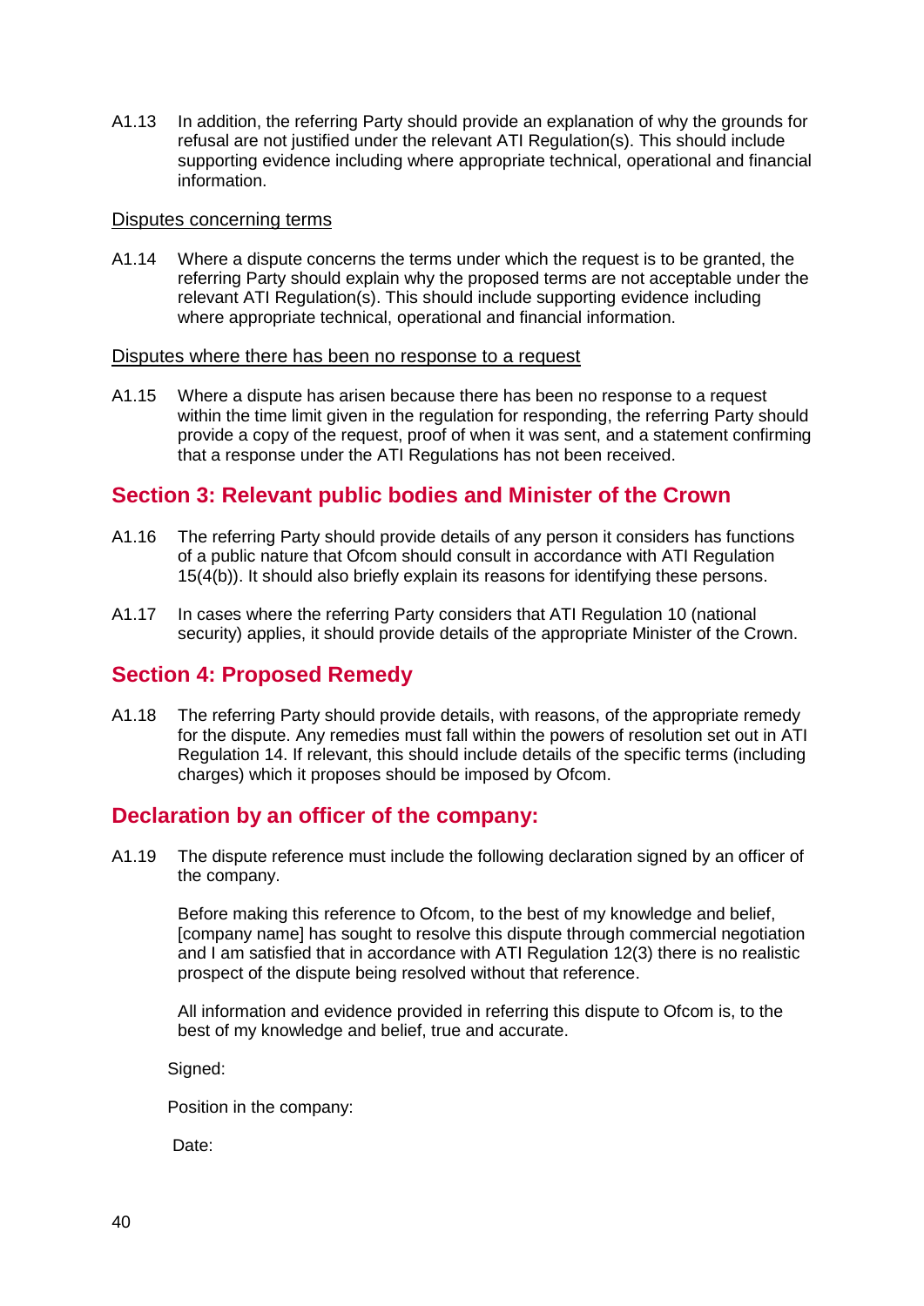A1.13 In addition, the referring Party should provide an explanation of why the grounds for refusal are not justified under the relevant ATI Regulation(s). This should include supporting evidence including where appropriate technical, operational and financial information.

<u>Disputes concerning terms</u>

A1.14 Where a dispute concerns the terms under which the request is to be granted, the referring Party should explain why the proposed terms are not acceptable under the relevant ATI Regulation(s). This should include supporting evidence including where appropriate technical, operational and financial information.

<u>Disputes where there has been no response to a request</u>

A1.15 Where a dispute has arisen because there has been no response to a request within the time limit given in the regulation for responding, the referring Party should provide a copy of the request, proof of when it was sent, and a statement confirming that a response under the ATI Regulations has not been received.

## Section 3: Relevant public bodies and Minister of the Crown

A1.16 The referring Party should provide details of any person it considers has functions of a public nature that Ofcom should consult in accordance with ATI Regulation 15(4(b)). It should also briefly explain its reasons for identifying these persons.

A1.17 In cases where the referring Party considers that ATI Regulation 10 (national security) applies, it should provide details of the appropriate Minister of the Crown.

## Section 4: Proposed Remedy

A1.18 The referring Party should provide details, with reasons, of the appropriate remedy for the dispute. Any remedies must fall within the powers of resolution set out in ATI Regulation 14. If relevant, this should include details of the specific terms (including charges) which it proposes should be imposed by Ofcom.

## Declaration by an officer of the company:

A1.19 The dispute reference must include the following declaration signed by an officer of the company.

Before making this reference to Ofcom, to the best of my knowledge and belief, [company name] has sought to resolve this dispute through commercial negotiation and I am satisfied that in accordance with ATI Regulation 12(3) there is no realistic prospect of the dispute being resolved without that reference.

All information and evidence provided in referring this dispute to Ofcom is, to the best of my knowledge and belief, true and accurate.

Signed:

Position in the company:

Date: